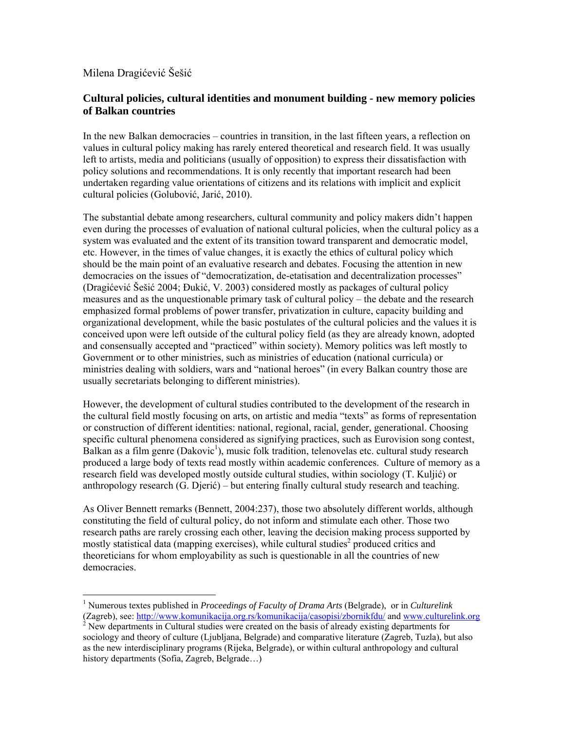Milena Dragićević Šešić

## Cultural policies, cultural identities and monument building - new memory policies of Balkan countries

In the new Balkan democracies – countries in transition, in the last fifteen years, a reflection on values in cultural policy making has rarely entered theoretical and research field. It was usually left to artists, media and politicians (usually of opposition) to express their dissatisfaction with policy solutions and recommendations. It is only recently that important research had been undertaken regarding value orientations of citizens and its relations with implicit and explicit cultural policies (Golubović, Jarić, 2010).

The substantial debate among researchers, cultural community and policy makers didn't happen even during the processes of evaluation of national cultural policies, when the cultural policy as a system was evaluated and the extent of its transition toward transparent and democratic model, etc. However, in the times of value changes, it is exactly the ethics of cultural policy which should be the main point of an evaluative research and debates. Focusing the attention in new democracies on the issues of "democratization, de-etatisation and decentralization processes" (Dragićević Šešić 2004; Đukić, V. 2003) considered mostly as packages of cultural policy measures and as the unquestionable primary task of cultural policy – the debate and the research emphasized formal problems of power transfer, privatization in culture, capacity building and organizational development, while the basic postulates of the cultural policies and the values it is conceived upon were left outside of the cultural policy field (as they are already known, adopted and consensually accepted and "practiced" within society). Memory politics was left mostly to Government or to other ministries, such as ministries of education (national curricula) or ministries dealing with soldiers, wars and "national heroes" (in every Balkan country those are usually secretariats belonging to different ministries).

However, the development of cultural studies contributed to the development of the research in the cultural field mostly focusing on arts, on artistic and media "texts" as forms of representation or construction of different identities: national, regional, racial, gender, generational. Choosing specific cultural phenomena considered as signifying practices, such as Eurovision song contest, Balkan as a film genre (Dakovic[1]), music folk tradition, telenovelas etc. cultural study research produced a large body of texts read mostly within academic conferences. Culture of memory as a research field was developed mostly outside cultural studies, within sociology (T. Kuljić) or anthropology research (G. Djerić) – but entering finally cultural study research and teaching.

As Oliver Bennett remarks (Bennett, 2004:237), those two absolutely different worlds, although constituting the field of cultural policy, do not inform and stimulate each other. Those two research paths are rarely crossing each other, leaving the decision making process supported by mostly statistical data (mapping exercises), while cultural studies[2] produced critics and theoreticians for whom employability as such is questionable in all the countries of new democracies.

---

[1] Numerous textes published in *Proceedings of Faculty of Drama Arts* (Belgrade), or in *Culturelink* (Zagreb), see: http://www.komunikacija.org.rs/komunikacija/casopisi/zbornikfdu/ and www.culturelink.org

[2] New departments in Cultural studies were created on the basis of already existing departments for sociology and theory of culture (Ljubljana, Belgrade) and comparative literature (Zagreb, Tuzla), but also as the new interdisciplinary programs (Rijeka, Belgrade), or within cultural anthropology and cultural history departments (Sofia, Zagreb, Belgrade…)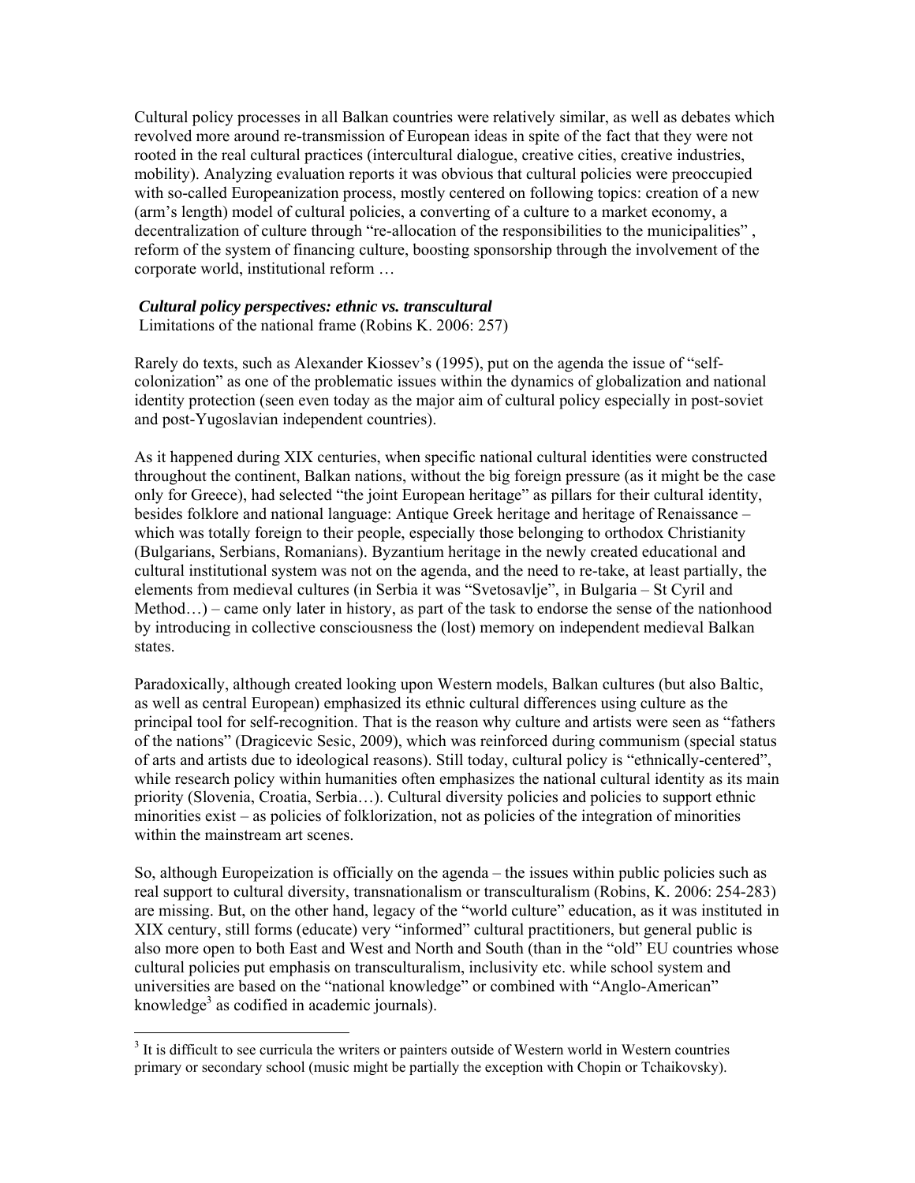Cultural policy processes in all Balkan countries were relatively similar, as well as debates which revolved more around re-transmission of European ideas in spite of the fact that they were not rooted in the real cultural practices (intercultural dialogue, creative cities, creative industries, mobility). Analyzing evaluation reports it was obvious that cultural policies were preoccupied with so-called Europeanization process, mostly centered on following topics: creation of a new (arm's length) model of cultural policies, a converting of a culture to a market economy, a decentralization of culture through "re-allocation of the responsibilities to the municipalities" , reform of the system of financing culture, boosting sponsorship through the involvement of the corporate world, institutional reform …

### *Cultural policy perspectives: ethnic vs. transcultural*

Limitations of the national frame (Robins K. 2006: 257)

Rarely do texts, such as Alexander Kiossev's (1995), put on the agenda the issue of "self-colonization" as one of the problematic issues within the dynamics of globalization and national identity protection (seen even today as the major aim of cultural policy especially in post-soviet and post-Yugoslavian independent countries).

As it happened during XIX centuries, when specific national cultural identities were constructed throughout the continent, Balkan nations, without the big foreign pressure (as it might be the case only for Greece), had selected "the joint European heritage" as pillars for their cultural identity, besides folklore and national language: Antique Greek heritage and heritage of Renaissance – which was totally foreign to their people, especially those belonging to orthodox Christianity (Bulgarians, Serbians, Romanians). Byzantium heritage in the newly created educational and cultural institutional system was not on the agenda, and the need to re-take, at least partially, the elements from medieval cultures (in Serbia it was "Svetosavlje", in Bulgaria – St Cyril and Method…) – came only later in history, as part of the task to endorse the sense of the nationhood by introducing in collective consciousness the (lost) memory on independent medieval Balkan states.

Paradoxically, although created looking upon Western models, Balkan cultures (but also Baltic, as well as central European) emphasized its ethnic cultural differences using culture as the principal tool for self-recognition. That is the reason why culture and artists were seen as "fathers of the nations" (Dragicevic Sesic, 2009), which was reinforced during communism (special status of arts and artists due to ideological reasons). Still today, cultural policy is "ethnically-centered", while research policy within humanities often emphasizes the national cultural identity as its main priority (Slovenia, Croatia, Serbia…). Cultural diversity policies and policies to support ethnic minorities exist – as policies of folklorization, not as policies of the integration of minorities within the mainstream art scenes.

So, although Europeization is officially on the agenda – the issues within public policies such as real support to cultural diversity, transnationalism or transculturalism (Robins, K. 2006: 254-283) are missing. But, on the other hand, legacy of the "world culture" education, as it was instituted in XIX century, still forms (educate) very "informed" cultural practitioners, but general public is also more open to both East and West and North and South (than in the "old" EU countries whose cultural policies put emphasis on transculturalism, inclusivity etc. while school system and universities are based on the "national knowledge" or combined with "Anglo-American" knowledge[3] as codified in academic journals).

[3] It is difficult to see curricula the writers or painters outside of Western world in Western countries primary or secondary school (music might be partially the exception with Chopin or Tchaikovsky).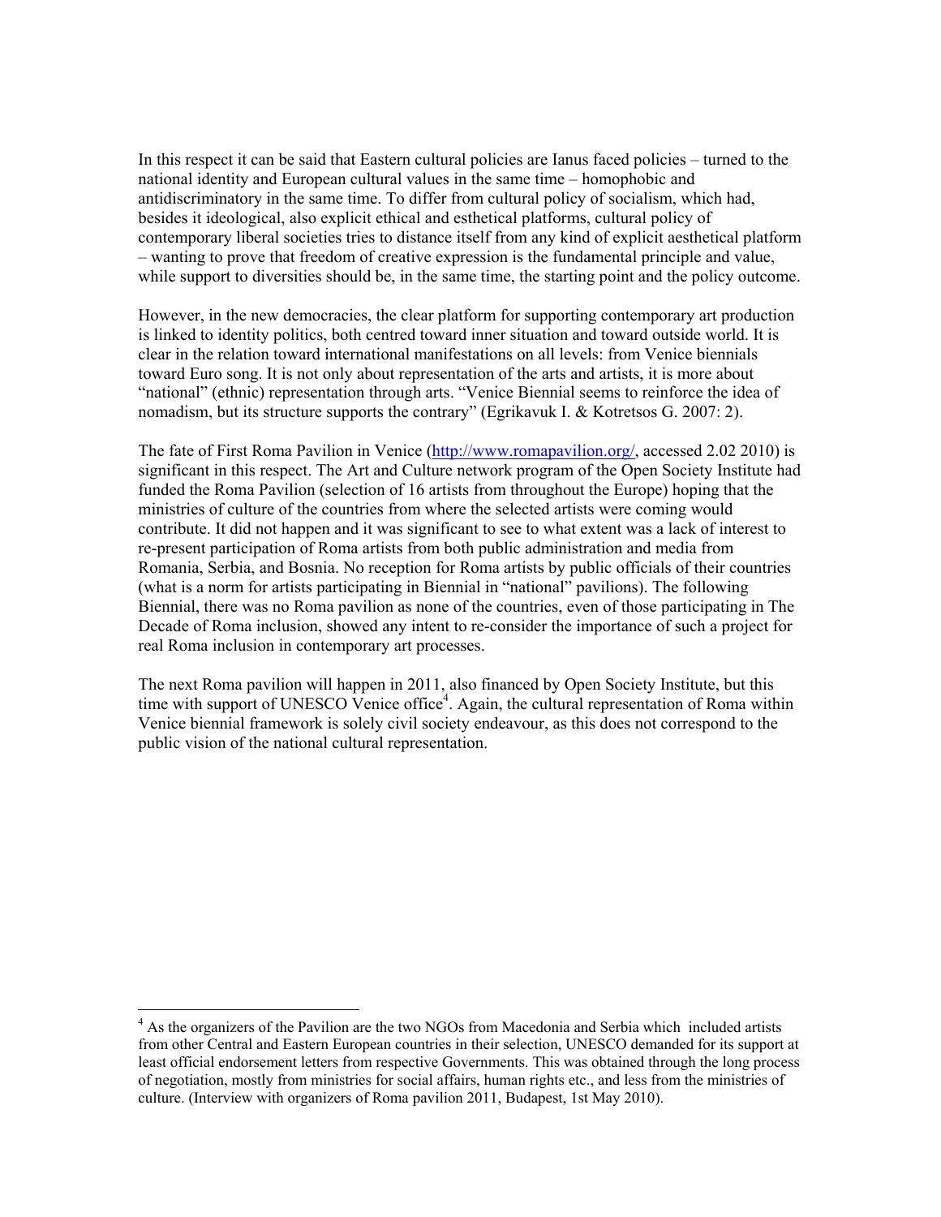In this respect it can be said that Eastern cultural policies are Ianus faced policies – turned to the national identity and European cultural values in the same time – homophobic and antidiscriminatory in the same time. To differ from cultural policy of socialism, which had, besides it ideological, also explicit ethical and esthetical platforms, cultural policy of contemporary liberal societies tries to distance itself from any kind of explicit aesthetical platform – wanting to prove that freedom of creative expression is the fundamental principle and value, while support to diversities should be, in the same time, the starting point and the policy outcome.

However, in the new democracies, the clear platform for supporting contemporary art production is linked to identity politics, both centred toward inner situation and toward outside world. It is clear in the relation toward international manifestations on all levels: from Venice biennials toward Euro song. It is not only about representation of the arts and artists, it is more about "national" (ethnic) representation through arts. "Venice Biennial seems to reinforce the idea of nomadism, but its structure supports the contrary" (Egrikavuk I. & Kotretsos G. 2007: 2).

The fate of First Roma Pavilion in Venice (http://www.romapavilion.org/, accessed 2.02 2010) is significant in this respect. The Art and Culture network program of the Open Society Institute had funded the Roma Pavilion (selection of 16 artists from throughout the Europe) hoping that the ministries of culture of the countries from where the selected artists were coming would contribute. It did not happen and it was significant to see to what extent was a lack of interest to re-present participation of Roma artists from both public administration and media from Romania, Serbia, and Bosnia. No reception for Roma artists by public officials of their countries (what is a norm for artists participating in Biennial in "national" pavilions). The following Biennial, there was no Roma pavilion as none of the countries, even of those participating in The Decade of Roma inclusion, showed any intent to re-consider the importance of such a project for real Roma inclusion in contemporary art processes.

The next Roma pavilion will happen in 2011, also financed by Open Society Institute, but this time with support of UNESCO Venice office[4]. Again, the cultural representation of Roma within Venice biennial framework is solely civil society endeavour, as this does not correspond to the public vision of the national cultural representation.

---

[4] As the organizers of the Pavilion are the two NGOs from Macedonia and Serbia which included artists from other Central and Eastern European countries in their selection, UNESCO demanded for its support at least official endorsement letters from respective Governments. This was obtained through the long process of negotiation, mostly from ministries for social affairs, human rights etc., and less from the ministries of culture. (Interview with organizers of Roma pavilion 2011, Budapest, 1st May 2010).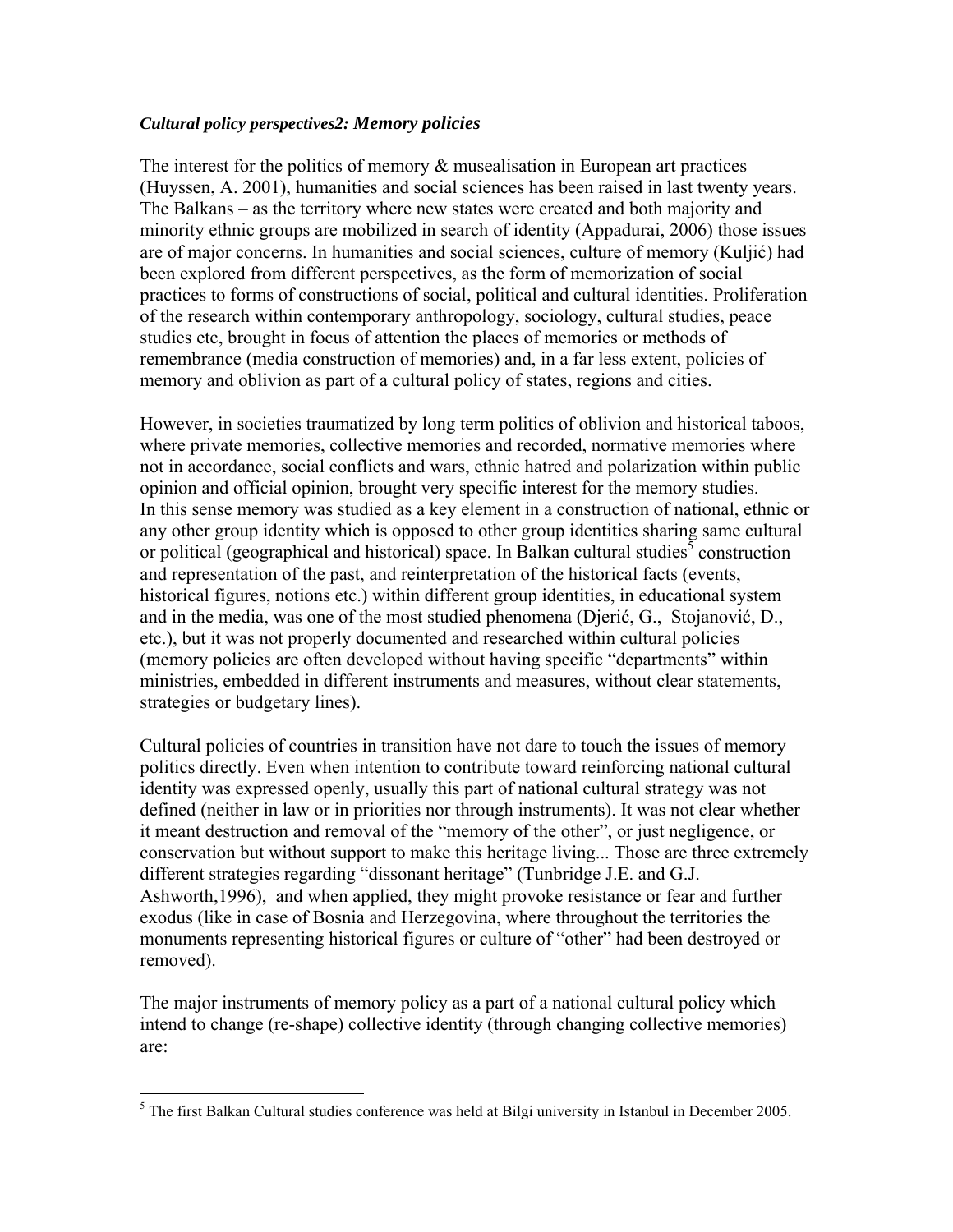*Cultural policy perspectives2: Memory policies*

The interest for the politics of memory & musealisation in European art practices (Huyssen, A. 2001), humanities and social sciences has been raised in last twenty years. The Balkans – as the territory where new states were created and both majority and minority ethnic groups are mobilized in search of identity (Appadurai, 2006) those issues are of major concerns. In humanities and social sciences, culture of memory (Kuljić) had been explored from different perspectives, as the form of memorization of social practices to forms of constructions of social, political and cultural identities. Proliferation of the research within contemporary anthropology, sociology, cultural studies, peace studies etc, brought in focus of attention the places of memories or methods of remembrance (media construction of memories) and, in a far less extent, policies of memory and oblivion as part of a cultural policy of states, regions and cities.

However, in societies traumatized by long term politics of oblivion and historical taboos, where private memories, collective memories and recorded, normative memories where not in accordance, social conflicts and wars, ethnic hatred and polarization within public opinion and official opinion, brought very specific interest for the memory studies. In this sense memory was studied as a key element in a construction of national, ethnic or any other group identity which is opposed to other group identities sharing same cultural or political (geographical and historical) space. In Balkan cultural studies[5] construction and representation of the past, and reinterpretation of the historical facts (events, historical figures, notions etc.) within different group identities, in educational system and in the media, was one of the most studied phenomena (Djerić, G., Stojanović, D., etc.), but it was not properly documented and researched within cultural policies (memory policies are often developed without having specific "departments" within ministries, embedded in different instruments and measures, without clear statements, strategies or budgetary lines).

Cultural policies of countries in transition have not dare to touch the issues of memory politics directly. Even when intention to contribute toward reinforcing national cultural identity was expressed openly, usually this part of national cultural strategy was not defined (neither in law or in priorities nor through instruments). It was not clear whether it meant destruction and removal of the "memory of the other", or just negligence, or conservation but without support to make this heritage living... Those are three extremely different strategies regarding "dissonant heritage" (Tunbridge J.E. and G.J. Ashworth,1996), and when applied, they might provoke resistance or fear and further exodus (like in case of Bosnia and Herzegovina, where throughout the territories the monuments representing historical figures or culture of "other" had been destroyed or removed).

The major instruments of memory policy as a part of a national cultural policy which intend to change (re-shape) collective identity (through changing collective memories) are:

[5] The first Balkan Cultural studies conference was held at Bilgi university in Istanbul in December 2005.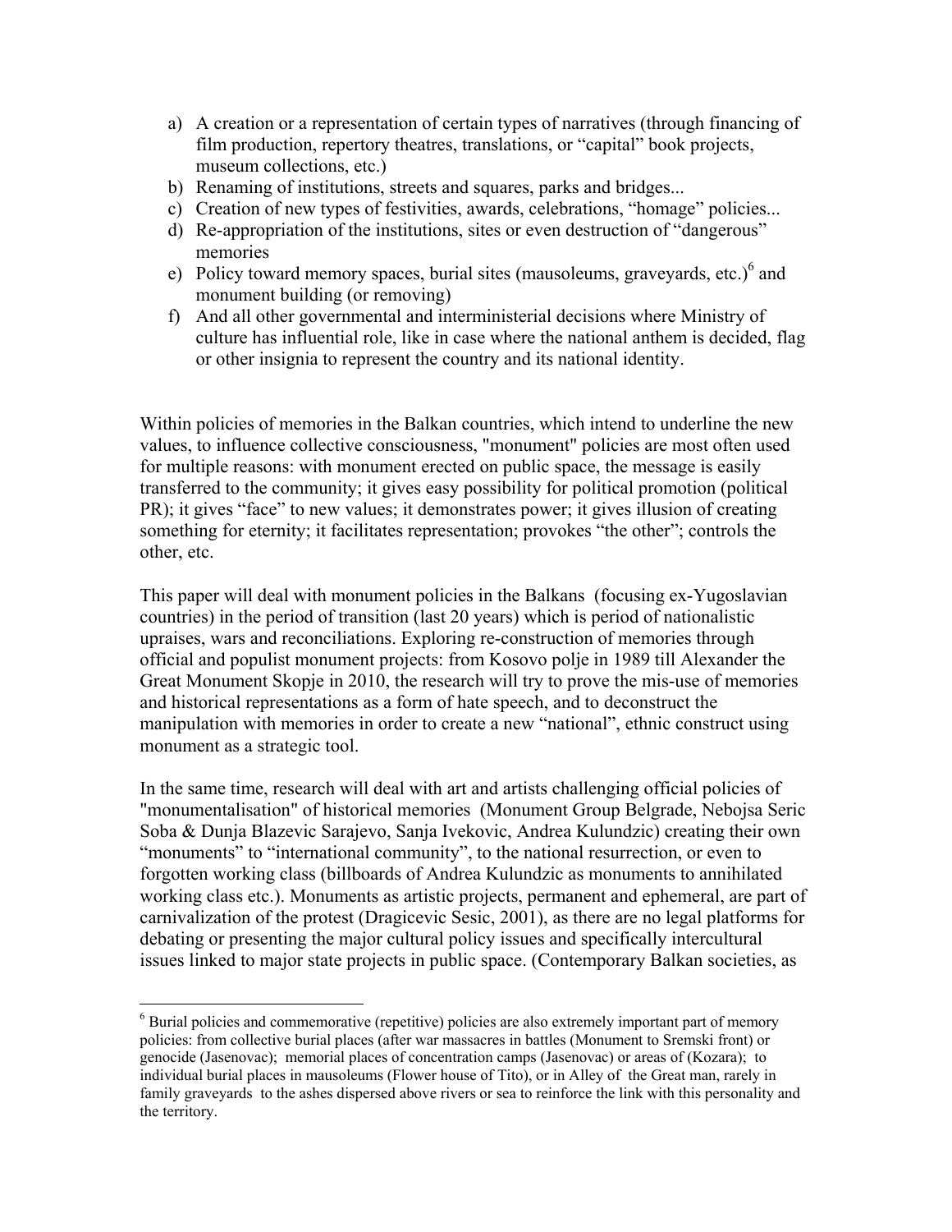a) A creation or a representation of certain types of narratives (through financing of film production, repertory theatres, translations, or "capital" book projects, museum collections, etc.)
b) Renaming of institutions, streets and squares, parks and bridges...
c) Creation of new types of festivities, awards, celebrations, "homage" policies...
d) Re-appropriation of the institutions, sites or even destruction of "dangerous" memories
e) Policy toward memory spaces, burial sites (mausoleums, graveyards, etc.)[6] and monument building (or removing)
f) And all other governmental and interministerial decisions where Ministry of culture has influential role, like in case where the national anthem is decided, flag or other insignia to represent the country and its national identity.

Within policies of memories in the Balkan countries, which intend to underline the new values, to influence collective consciousness, "monument" policies are most often used for multiple reasons: with monument erected on public space, the message is easily transferred to the community; it gives easy possibility for political promotion (political PR); it gives "face" to new values; it demonstrates power; it gives illusion of creating something for eternity; it facilitates representation; provokes "the other"; controls the other, etc.

This paper will deal with monument policies in the Balkans (focusing ex-Yugoslavian countries) in the period of transition (last 20 years) which is period of nationalistic upraises, wars and reconciliations. Exploring re-construction of memories through official and populist monument projects: from Kosovo polje in 1989 till Alexander the Great Monument Skopje in 2010, the research will try to prove the mis-use of memories and historical representations as a form of hate speech, and to deconstruct the manipulation with memories in order to create a new "national", ethnic construct using monument as a strategic tool.

In the same time, research will deal with art and artists challenging official policies of "monumentalisation" of historical memories (Monument Group Belgrade, Nebojsa Seric Soba & Dunja Blazevic Sarajevo, Sanja Ivekovic, Andrea Kulundzic) creating their own "monuments" to "international community", to the national resurrection, or even to forgotten working class (billboards of Andrea Kulundzic as monuments to annihilated working class etc.). Monuments as artistic projects, permanent and ephemeral, are part of carnivalization of the protest (Dragicevic Sesic, 2001), as there are no legal platforms for debating or presenting the major cultural policy issues and specifically intercultural issues linked to major state projects in public space. (Contemporary Balkan societies, as

---

[6] Burial policies and commemorative (repetitive) policies are also extremely important part of memory policies: from collective burial places (after war massacres in battles (Monument to Sremski front) or genocide (Jasenovac); memorial places of concentration camps (Jasenovac) or areas of (Kozara); to individual burial places in mausoleums (Flower house of Tito), or in Alley of the Great man, rarely in family graveyards to the ashes dispersed above rivers or sea to reinforce the link with this personality and the territory.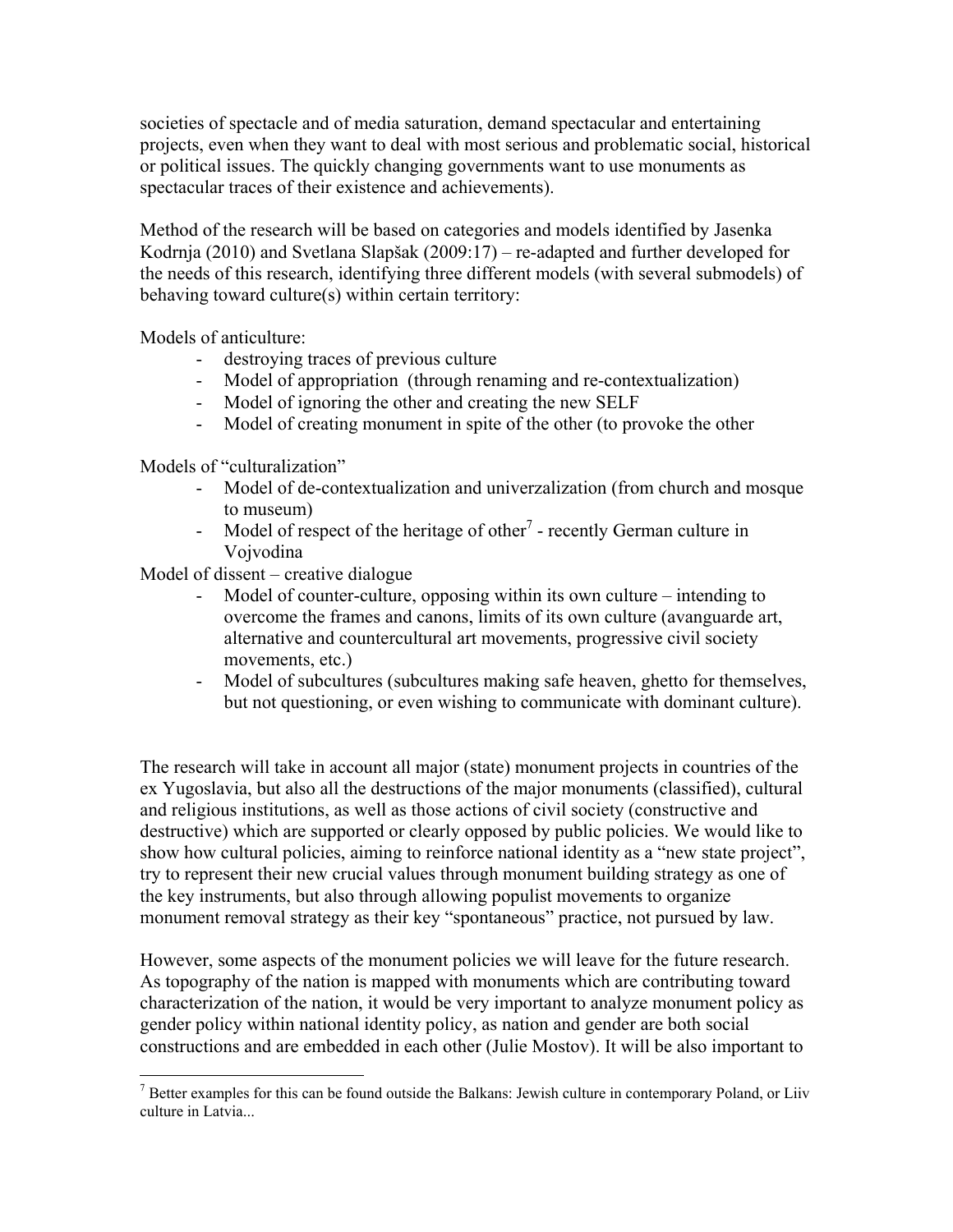societies of spectacle and of media saturation, demand spectacular and entertaining projects, even when they want to deal with most serious and problematic social, historical or political issues. The quickly changing governments want to use monuments as spectacular traces of their existence and achievements).

Method of the research will be based on categories and models identified by Jasenka Kodrnja (2010) and Svetlana Slapšak (2009:17) – re-adapted and further developed for the needs of this research, identifying three different models (with several submodels) of behaving toward culture(s) within certain territory:

Models of anticulture:

- destroying traces of previous culture
- Model of appropriation (through renaming and re-contextualization)
- Model of ignoring the other and creating the new SELF
- Model of creating monument in spite of the other (to provoke the other

Models of "culturalization"

- Model of de-contextualization and univerzalization (from church and mosque to museum)
- Model of respect of the heritage of other[7] - recently German culture in Vojvodina

Model of dissent – creative dialogue

- Model of counter-culture, opposing within its own culture – intending to overcome the frames and canons, limits of its own culture (avanguarde art, alternative and countercultural art movements, progressive civil society movements, etc.)
- Model of subcultures (subcultures making safe heaven, ghetto for themselves, but not questioning, or even wishing to communicate with dominant culture).

The research will take in account all major (state) monument projects in countries of the ex Yugoslavia, but also all the destructions of the major monuments (classified), cultural and religious institutions, as well as those actions of civil society (constructive and destructive) which are supported or clearly opposed by public policies. We would like to show how cultural policies, aiming to reinforce national identity as a "new state project", try to represent their new crucial values through monument building strategy as one of the key instruments, but also through allowing populist movements to organize monument removal strategy as their key "spontaneous" practice, not pursued by law.

However, some aspects of the monument policies we will leave for the future research. As topography of the nation is mapped with monuments which are contributing toward characterization of the nation, it would be very important to analyze monument policy as gender policy within national identity policy, as nation and gender are both social constructions and are embedded in each other (Julie Mostov). It will be also important to

[7] Better examples for this can be found outside the Balkans: Jewish culture in contemporary Poland, or Liiv culture in Latvia...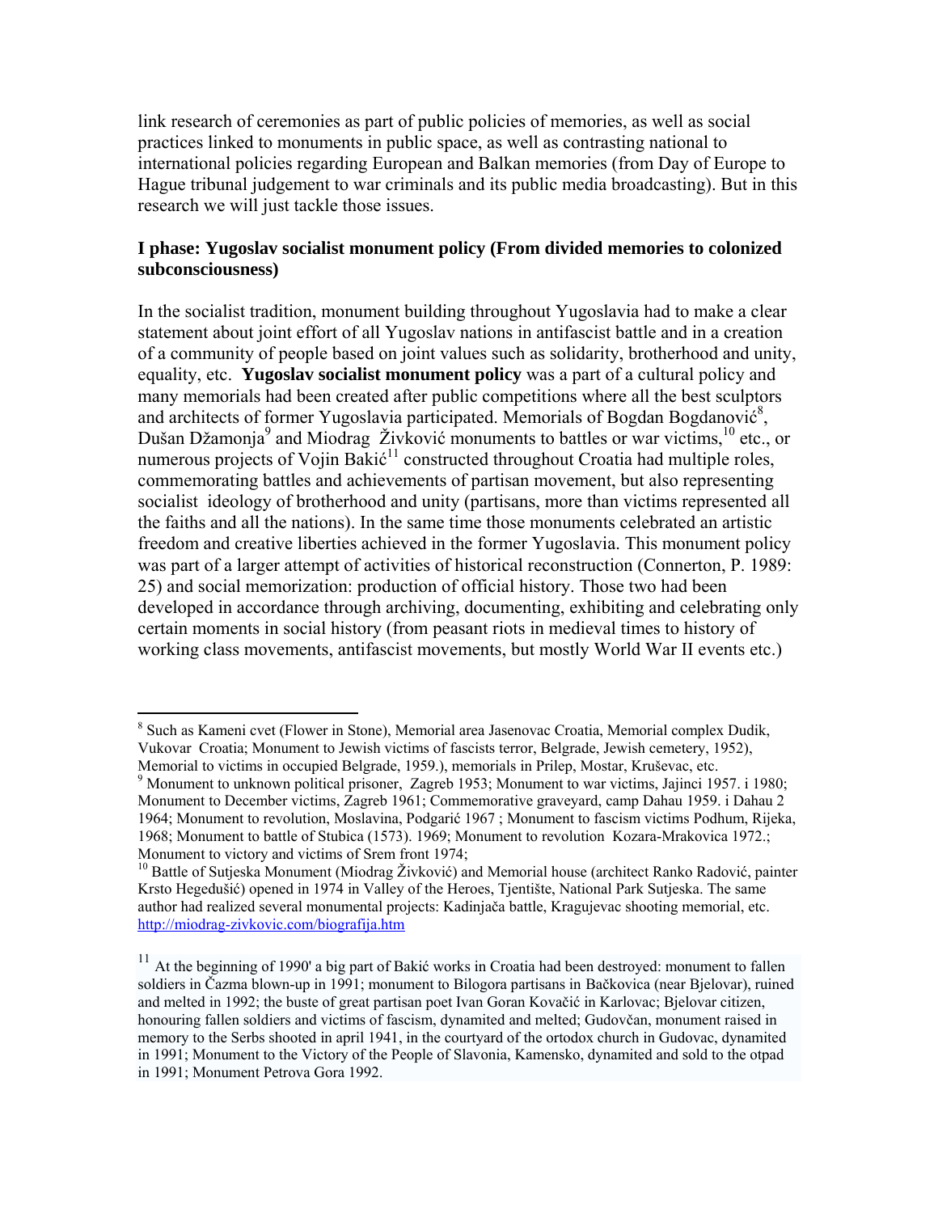link research of ceremonies as part of public policies of memories, as well as social practices linked to monuments in public space, as well as contrasting national to international policies regarding European and Balkan memories (from Day of Europe to Hague tribunal judgement to war criminals and its public media broadcasting). But in this research we will just tackle those issues.

### I phase: Yugoslav socialist monument policy (From divided memories to colonized subconsciousness)

In the socialist tradition, monument building throughout Yugoslavia had to make a clear statement about joint effort of all Yugoslav nations in antifascist battle and in a creation of a community of people based on joint values such as solidarity, brotherhood and unity, equality, etc. **Yugoslav socialist monument policy** was a part of a cultural policy and many memorials had been created after public competitions where all the best sculptors and architects of former Yugoslavia participated. Memorials of Bogdan Bogdanović[8], Dušan Džamonja[9] and Miodrag Živković monuments to battles or war victims,[10] etc., or numerous projects of Vojin Bakić[11] constructed throughout Croatia had multiple roles, commemorating battles and achievements of partisan movement, but also representing socialist ideology of brotherhood and unity (partisans, more than victims represented all the faiths and all the nations). In the same time those monuments celebrated an artistic freedom and creative liberties achieved in the former Yugoslavia. This monument policy was part of a larger attempt of activities of historical reconstruction (Connerton, P. 1989: 25) and social memorization: production of official history. Those two had been developed in accordance through archiving, documenting, exhibiting and celebrating only certain moments in social history (from peasant riots in medieval times to history of working class movements, antifascist movements, but mostly World War II events etc.)

---

[8] Such as Kameni cvet (Flower in Stone), Memorial area Jasenovac Croatia, Memorial complex Dudik, Vukovar Croatia; Monument to Jewish victims of fascists terror, Belgrade, Jewish cemetery, 1952), Memorial to victims in occupied Belgrade, 1959.), memorials in Prilep, Mostar, Kruševac, etc.

[9] Monument to unknown political prisoner, Zagreb 1953; Monument to war victims, Jajinci 1957. i 1980; Monument to December victims, Zagreb 1961; Commemorative graveyard, camp Dahau 1959. i Dahau 2 1964; Monument to revolution, Moslavina, Podgarić 1967 ; Monument to fascism victims Podhum, Rijeka, 1968; Monument to battle of Stubica (1573). 1969; Monument to revolution Kozara-Mrakovica 1972.; Monument to victory and victims of Srem front 1974;

[10] Battle of Sutjeska Monument (Miodrag Živković) and Memorial house (architect Ranko Radović, painter Krsto Hegedušić) opened in 1974 in Valley of the Heroes, Tjentište, National Park Sutjeska. The same author had realized several monumental projects: Kadinjača battle, Kragujevac shooting memorial, etc. http://miodrag-zivkovic.com/biografija.htm

[11] At the beginning of 1990' a big part of Bakić works in Croatia had been destroyed: monument to fallen soldiers in Čazma blown-up in 1991; monument to Bilogora partisans in Bačkovica (near Bjelovar), ruined and melted in 1992; the buste of great partisan poet Ivan Goran Kovačić in Karlovac; Bjelovar citizen, honouring fallen soldiers and victims of fascism, dynamited and melted; Gudovčan, monument raised in memory to the Serbs shooted in april 1941, in the courtyard of the ortodox church in Gudovac, dynamited in 1991; Monument to the Victory of the People of Slavonia, Kamensko, dynamited and sold to the otpad in 1991; Monument Petrova Gora 1992.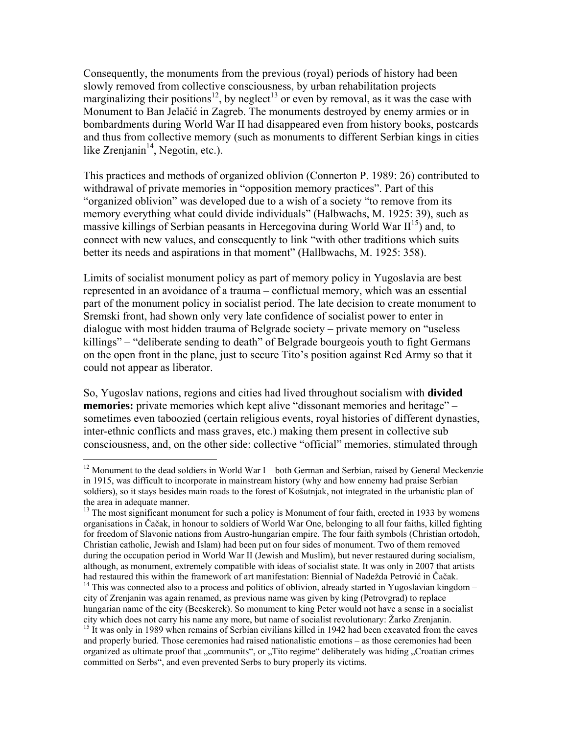Consequently, the monuments from the previous (royal) periods of history had been slowly removed from collective consciousness, by urban rehabilitation projects marginalizing their positions[12], by neglect[13] or even by removal, as it was the case with Monument to Ban Jelačić in Zagreb. The monuments destroyed by enemy armies or in bombardments during World War II had disappeared even from history books, postcards and thus from collective memory (such as monuments to different Serbian kings in cities like Zrenjanin[14], Negotin, etc.).

This practices and methods of organized oblivion (Connerton P. 1989: 26) contributed to withdrawal of private memories in "opposition memory practices". Part of this "organized oblivion" was developed due to a wish of a society "to remove from its memory everything what could divide individuals" (Halbwachs, M. 1925: 39), such as massive killings of Serbian peasants in Hercegovina during World War II[15]) and, to connect with new values, and consequently to link "with other traditions which suits better its needs and aspirations in that moment" (Hallbwachs, M. 1925: 358).

Limits of socialist monument policy as part of memory policy in Yugoslavia are best represented in an avoidance of a trauma – conflictual memory, which was an essential part of the monument policy in socialist period. The late decision to create monument to Sremski front, had shown only very late confidence of socialist power to enter in dialogue with most hidden trauma of Belgrade society – private memory on "useless killings" – "deliberate sending to death" of Belgrade bourgeois youth to fight Germans on the open front in the plane, just to secure Tito's position against Red Army so that it could not appear as liberator.

So, Yugoslav nations, regions and cities had lived throughout socialism with **divided memories:** private memories which kept alive "dissonant memories and heritage" – sometimes even taboozied (certain religious events, royal histories of different dynasties, inter-ethnic conflicts and mass graves, etc.) making them present in collective sub consciousness, and, on the other side: collective "official" memories, stimulated through

---

[12] Monument to the dead soldiers in World War I – both German and Serbian, raised by General Meckenzie in 1915, was difficult to incorporate in mainstream history (why and how ennemy had praise Serbian soldiers), so it stays besides main roads to the forest of Košutnjak, not integrated in the urbanistic plan of the area in adequate manner.

[13] The most significant monument for such a policy is Monument of four faith, erected in 1933 by womens organisations in Čačak, in honour to soldiers of World War One, belonging to all four faiths, killed fighting for freedom of Slavonic nations from Austro-hungarian empire. The four faith symbols (Christian ortodoh, Christian catholic, Jewish and Islam) had been put on four sides of monument. Two of them removed during the occupation period in World War II (Jewish and Muslim), but never restaured during socialism, although, as monument, extremely compatible with ideas of socialist state. It was only in 2007 that artists had restaured this within the framework of art manifestation: Biennial of Nadežda Petrović in Čačak.

[14] This was connected also to a process and politics of oblivion, already started in Yugoslavian kingdom – city of Zrenjanin was again renamed, as previous name was given by king (Petrovgrad) to replace hungarian name of the city (Becskerek). So monument to king Peter would not have a sense in a socialist city which does not carry his name any more, but name of socialist revolutionary: Žarko Zrenjanin.

[15] It was only in 1989 when remains of Serbian civilians killed in 1942 had been excavated from the caves and properly buried. Those ceremonies had raised nationalistic emotions – as those ceremonies had been organized as ultimate proof that „communits", or „Tito regime" deliberately was hiding „Croatian crimes committed on Serbs", and even prevented Serbs to bury properly its victims.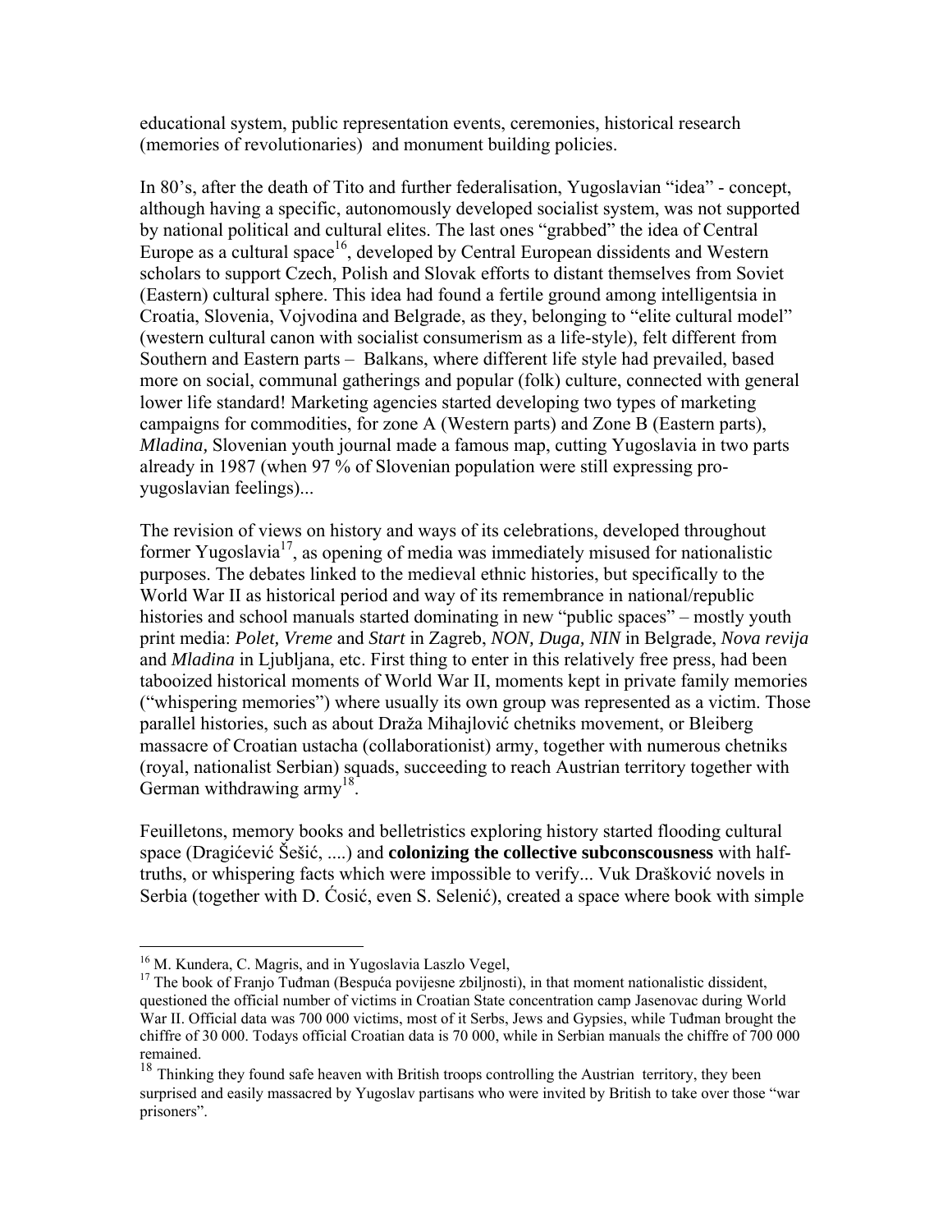educational system, public representation events, ceremonies, historical research (memories of revolutionaries) and monument building policies.

In 80's, after the death of Tito and further federalisation, Yugoslavian "idea" - concept, although having a specific, autonomously developed socialist system, was not supported by national political and cultural elites. The last ones "grabbed" the idea of Central Europe as a cultural space[16], developed by Central European dissidents and Western scholars to support Czech, Polish and Slovak efforts to distant themselves from Soviet (Eastern) cultural sphere. This idea had found a fertile ground among intelligentsia in Croatia, Slovenia, Vojvodina and Belgrade, as they, belonging to "elite cultural model" (western cultural canon with socialist consumerism as a life-style), felt different from Southern and Eastern parts – Balkans, where different life style had prevailed, based more on social, communal gatherings and popular (folk) culture, connected with general lower life standard! Marketing agencies started developing two types of marketing campaigns for commodities, for zone A (Western parts) and Zone B (Eastern parts), *Mladina,* Slovenian youth journal made a famous map, cutting Yugoslavia in two parts already in 1987 (when 97 % of Slovenian population were still expressing pro-yugoslavian feelings)...

The revision of views on history and ways of its celebrations, developed throughout former Yugoslavia[17], as opening of media was immediately misused for nationalistic purposes. The debates linked to the medieval ethnic histories, but specifically to the World War II as historical period and way of its remembrance in national/republic histories and school manuals started dominating in new "public spaces" – mostly youth print media: *Polet, Vreme* and *Start* in Zagreb, *NON, Duga, NIN* in Belgrade, *Nova revija* and *Mladina* in Ljubljana, etc. First thing to enter in this relatively free press, had been tabooized historical moments of World War II, moments kept in private family memories ("whispering memories") where usually its own group was represented as a victim. Those parallel histories, such as about Draža Mihajlović chetniks movement, or Bleiberg massacre of Croatian ustacha (collaborationist) army, together with numerous chetniks (royal, nationalist Serbian) squads, succeeding to reach Austrian territory together with German withdrawing army[18].

Feuilletons, memory books and belletristics exploring history started flooding cultural space (Dragićević Šešić, ....) and **colonizing the collective subconscousness** with half-truths, or whispering facts which were impossible to verify... Vuk Drašković novels in Serbia (together with D. Ćosić, even S. Selenić), created a space where book with simple

---

[16] M. Kundera, C. Magris, and in Yugoslavia Laszlo Vegel,

[17] The book of Franjo Tuđman (Bespuća povijesne zbiljnosti), in that moment nationalistic dissident, questioned the official number of victims in Croatian State concentration camp Jasenovac during World War II. Official data was 700 000 victims, most of it Serbs, Jews and Gypsies, while Tuđman brought the chiffre of 30 000. Todays official Croatian data is 70 000, while in Serbian manuals the chiffre of 700 000 remained.

[18] Thinking they found safe heaven with British troops controlling the Austrian territory, they been surprised and easily massacred by Yugoslav partisans who were invited by British to take over those "war prisoners".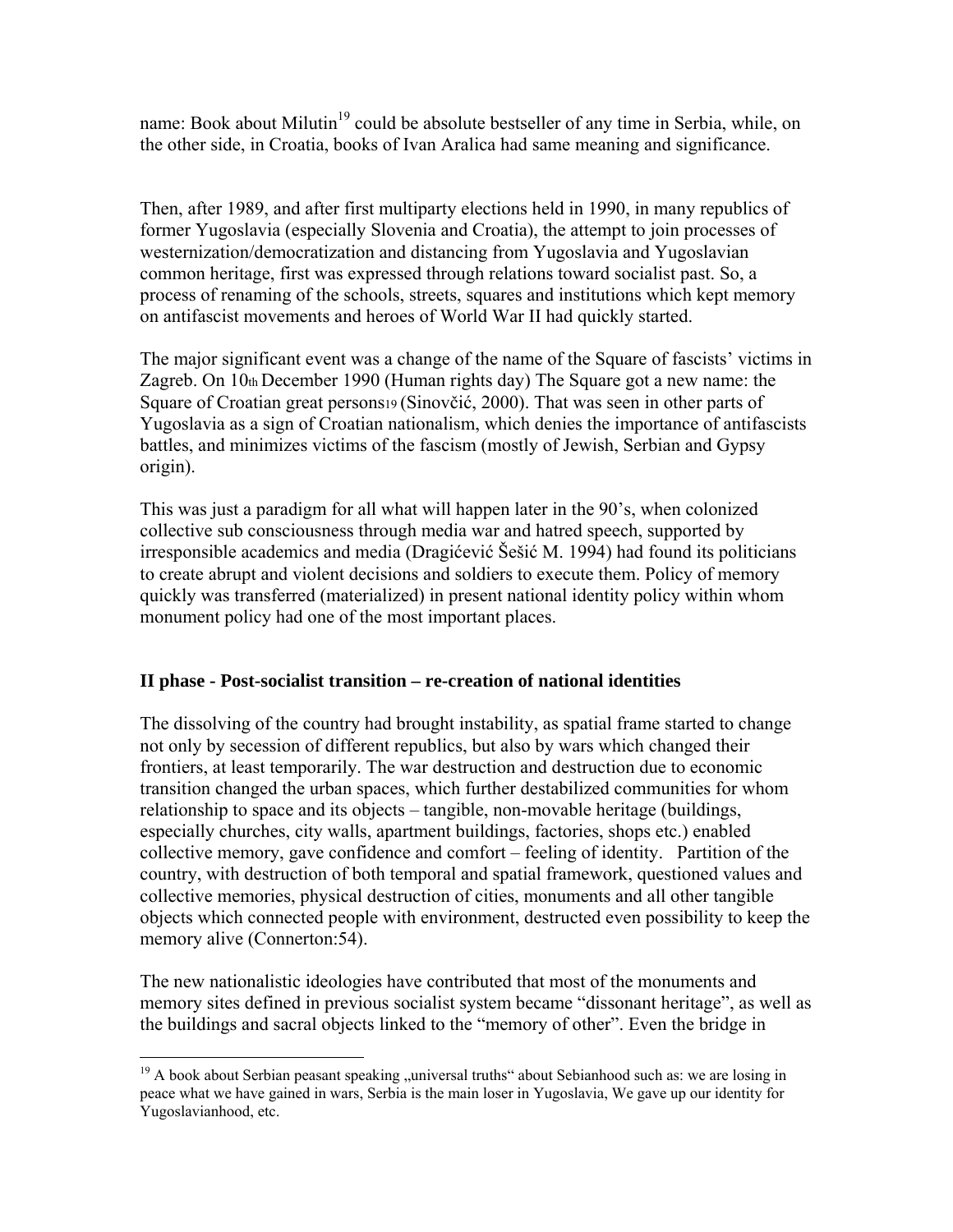name: Book about Milutin[19] could be absolute bestseller of any time in Serbia, while, on the other side, in Croatia, books of Ivan Aralica had same meaning and significance.

Then, after 1989, and after first multiparty elections held in 1990, in many republics of former Yugoslavia (especially Slovenia and Croatia), the attempt to join processes of westernization/democratization and distancing from Yugoslavia and Yugoslavian common heritage, first was expressed through relations toward socialist past. So, a process of renaming of the schools, streets, squares and institutions which kept memory on antifascist movements and heroes of World War II had quickly started.

The major significant event was a change of the name of the Square of fascists' victims in Zagreb. On 10th December 1990 (Human rights day) The Square got a new name: the Square of Croatian great persons[19] (Sinovčić, 2000). That was seen in other parts of Yugoslavia as a sign of Croatian nationalism, which denies the importance of antifascists battles, and minimizes victims of the fascism (mostly of Jewish, Serbian and Gypsy origin).

This was just a paradigm for all what will happen later in the 90's, when colonized collective sub consciousness through media war and hatred speech, supported by irresponsible academics and media (Dragićević Šešić M. 1994) had found its politicians to create abrupt and violent decisions and soldiers to execute them. Policy of memory quickly was transferred (materialized) in present national identity policy within whom monument policy had one of the most important places.

## II phase - Post-socialist transition – re-creation of national identities

The dissolving of the country had brought instability, as spatial frame started to change not only by secession of different republics, but also by wars which changed their frontiers, at least temporarily. The war destruction and destruction due to economic transition changed the urban spaces, which further destabilized communities for whom relationship to space and its objects – tangible, non-movable heritage (buildings, especially churches, city walls, apartment buildings, factories, shops etc.) enabled collective memory, gave confidence and comfort – feeling of identity. Partition of the country, with destruction of both temporal and spatial framework, questioned values and collective memories, physical destruction of cities, monuments and all other tangible objects which connected people with environment, destructed even possibility to keep the memory alive (Connerton:54).

The new nationalistic ideologies have contributed that most of the monuments and memory sites defined in previous socialist system became "dissonant heritage", as well as the buildings and sacral objects linked to the "memory of other". Even the bridge in

[19] A book about Serbian peasant speaking „universal truths" about Sebianhood such as: we are losing in peace what we have gained in wars, Serbia is the main loser in Yugoslavia, We gave up our identity for Yugoslavianhood, etc.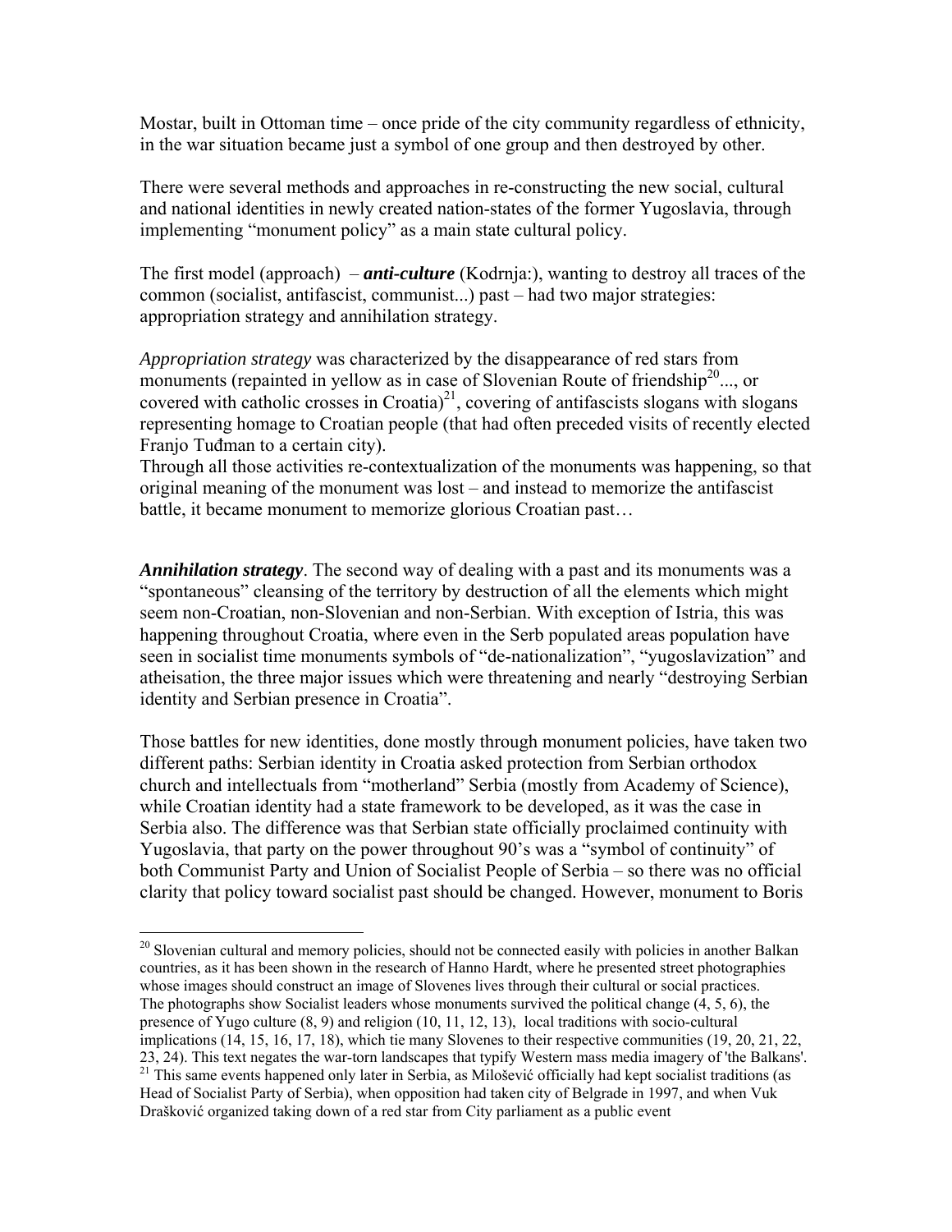Mostar, built in Ottoman time – once pride of the city community regardless of ethnicity, in the war situation became just a symbol of one group and then destroyed by other.

There were several methods and approaches in re-constructing the new social, cultural and national identities in newly created nation-states of the former Yugoslavia, through implementing "monument policy" as a main state cultural policy.

The first model (approach) – ***anti-culture*** (Kodrnja:), wanting to destroy all traces of the common (socialist, antifascist, communist...) past – had two major strategies: appropriation strategy and annihilation strategy.

*Appropriation strategy* was characterized by the disappearance of red stars from monuments (repainted in yellow as in case of Slovenian Route of friendship[20]..., or covered with catholic crosses in Croatia)[21], covering of antifascists slogans with slogans representing homage to Croatian people (that had often preceded visits of recently elected Franjo Tuđman to a certain city).
Through all those activities re-contextualization of the monuments was happening, so that original meaning of the monument was lost – and instead to memorize the antifascist battle, it became monument to memorize glorious Croatian past…

***Annihilation strategy***. The second way of dealing with a past and its monuments was a "spontaneous" cleansing of the territory by destruction of all the elements which might seem non-Croatian, non-Slovenian and non-Serbian. With exception of Istria, this was happening throughout Croatia, where even in the Serb populated areas population have seen in socialist time monuments symbols of "de-nationalization", "yugoslavization" and atheisation, the three major issues which were threatening and nearly "destroying Serbian identity and Serbian presence in Croatia".

Those battles for new identities, done mostly through monument policies, have taken two different paths: Serbian identity in Croatia asked protection from Serbian orthodox church and intellectuals from "motherland" Serbia (mostly from Academy of Science), while Croatian identity had a state framework to be developed, as it was the case in Serbia also. The difference was that Serbian state officially proclaimed continuity with Yugoslavia, that party on the power throughout 90's was a "symbol of continuity" of both Communist Party and Union of Socialist People of Serbia – so there was no official clarity that policy toward socialist past should be changed. However, monument to Boris

[20] Slovenian cultural and memory policies, should not be connected easily with policies in another Balkan countries, as it has been shown in the research of Hanno Hardt, where he presented street photographies whose images should construct an image of Slovenes lives through their cultural or social practices. The photographs show Socialist leaders whose monuments survived the political change (4, 5, 6), the presence of Yugo culture (8, 9) and religion (10, 11, 12, 13), local traditions with socio-cultural implications (14, 15, 16, 17, 18), which tie many Slovenes to their respective communities (19, 20, 21, 22, 23, 24). This text negates the war-torn landscapes that typify Western mass media imagery of 'the Balkans'.

[21] This same events happened only later in Serbia, as Milošević officially had kept socialist traditions (as Head of Socialist Party of Serbia), when opposition had taken city of Belgrade in 1997, and when Vuk Drašković organized taking down of a red star from City parliament as a public event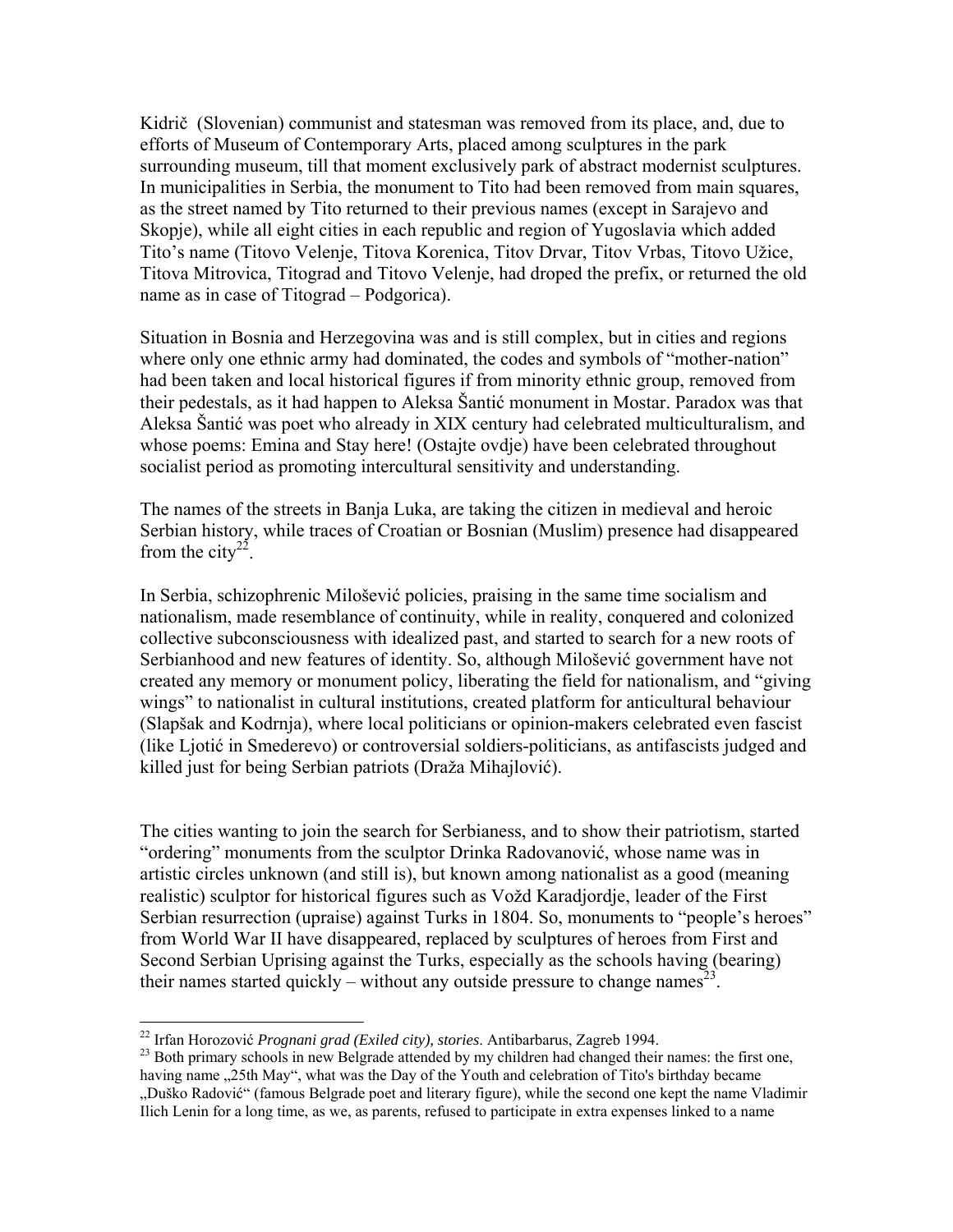Kidrič (Slovenian) communist and statesman was removed from its place, and, due to efforts of Museum of Contemporary Arts, placed among sculptures in the park surrounding museum, till that moment exclusively park of abstract modernist sculptures. In municipalities in Serbia, the monument to Tito had been removed from main squares, as the street named by Tito returned to their previous names (except in Sarajevo and Skopje), while all eight cities in each republic and region of Yugoslavia which added Tito's name (Titovo Velenje, Titova Korenica, Titov Drvar, Titov Vrbas, Titovo Užice, Titova Mitrovica, Titograd and Titovo Velenje, had droped the prefix, or returned the old name as in case of Titograd – Podgorica).

Situation in Bosnia and Herzegovina was and is still complex, but in cities and regions where only one ethnic army had dominated, the codes and symbols of "mother-nation" had been taken and local historical figures if from minority ethnic group, removed from their pedestals, as it had happen to Aleksa Šantić monument in Mostar. Paradox was that Aleksa Šantić was poet who already in XIX century had celebrated multiculturalism, and whose poems: Emina and Stay here! (Ostajte ovdje) have been celebrated throughout socialist period as promoting intercultural sensitivity and understanding.

The names of the streets in Banja Luka, are taking the citizen in medieval and heroic Serbian history, while traces of Croatian or Bosnian (Muslim) presence had disappeared from the city[22].

In Serbia, schizophrenic Milošević policies, praising in the same time socialism and nationalism, made resemblance of continuity, while in reality, conquered and colonized collective subconsciousness with idealized past, and started to search for a new roots of Serbianhood and new features of identity. So, although Milošević government have not created any memory or monument policy, liberating the field for nationalism, and "giving wings" to nationalist in cultural institutions, created platform for anticultural behaviour (Slapšak and Kodrnja), where local politicians or opinion-makers celebrated even fascist (like Ljotić in Smederevo) or controversial soldiers-politicians, as antifascists judged and killed just for being Serbian patriots (Draža Mihajlović).

The cities wanting to join the search for Serbianess, and to show their patriotism, started "ordering" monuments from the sculptor Drinka Radovanović, whose name was in artistic circles unknown (and still is), but known among nationalist as a good (meaning realistic) sculptor for historical figures such as Vožd Karadjordje, leader of the First Serbian resurrection (upraise) against Turks in 1804. So, monuments to "people's heroes" from World War II have disappeared, replaced by sculptures of heroes from First and Second Serbian Uprising against the Turks, especially as the schools having (bearing) their names started quickly – without any outside pressure to change names[23].

---

[22] Irfan Horozović *Prognani grad (Exiled city), stories*. Antibarbarus, Zagreb 1994.

[23] Both primary schools in new Belgrade attended by my children had changed their names: the first one, having name „25th May", what was the Day of the Youth and celebration of Tito's birthday became „Duško Radović" (famous Belgrade poet and literary figure), while the second one kept the name Vladimir Ilich Lenin for a long time, as we, as parents, refused to participate in extra expenses linked to a name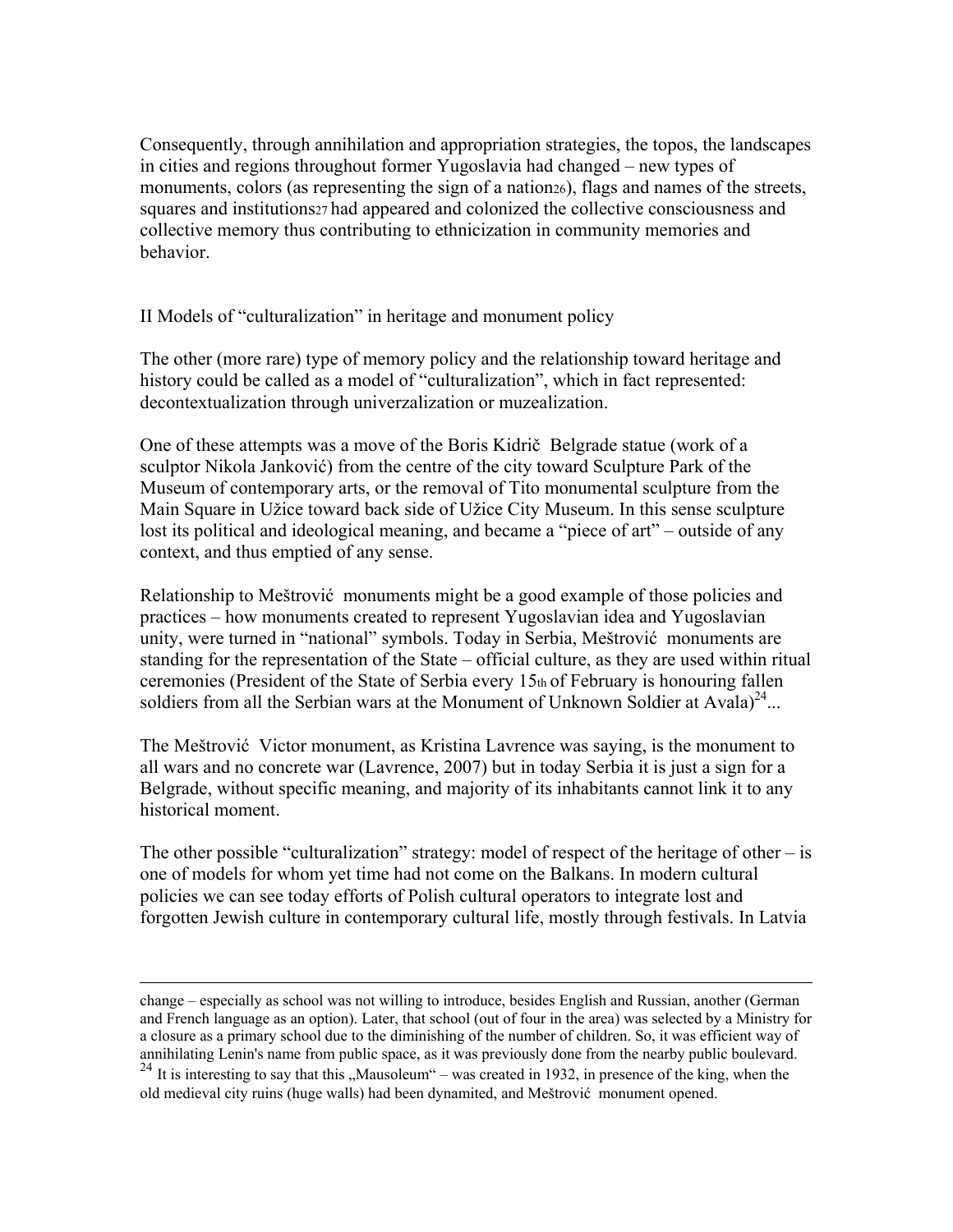Consequently, through annihilation and appropriation strategies, the topos, the landscapes in cities and regions throughout former Yugoslavia had changed – new types of monuments, colors (as representing the sign of a nation[26]), flags and names of the streets, squares and institutions[27] had appeared and colonized the collective consciousness and collective memory thus contributing to ethnicization in community memories and behavior.

## II Models of "culturalization" in heritage and monument policy

The other (more rare) type of memory policy and the relationship toward heritage and history could be called as a model of "culturalization", which in fact represented: decontextualization through univerzalization or muzealization.

One of these attempts was a move of the Boris Kidrič Belgrade statue (work of a sculptor Nikola Janković) from the centre of the city toward Sculpture Park of the Museum of contemporary arts, or the removal of Tito monumental sculpture from the Main Square in Užice toward back side of Užice City Museum. In this sense sculpture lost its political and ideological meaning, and became a "piece of art" – outside of any context, and thus emptied of any sense.

Relationship to Meštrović monuments might be a good example of those policies and practices – how monuments created to represent Yugoslavian idea and Yugoslavian unity, were turned in "national" symbols. Today in Serbia, Meštrović monuments are standing for the representation of the State – official culture, as they are used within ritual ceremonies (President of the State of Serbia every 15th of February is honouring fallen soldiers from all the Serbian wars at the Monument of Unknown Soldier at Avala)[24]...

The Meštrović Victor monument, as Kristina Lavrence was saying, is the monument to all wars and no concrete war (Lavrence, 2007) but in today Serbia it is just a sign for a Belgrade, without specific meaning, and majority of its inhabitants cannot link it to any historical moment.

The other possible "culturalization" strategy: model of respect of the heritage of other – is one of models for whom yet time had not come on the Balkans. In modern cultural policies we can see today efforts of Polish cultural operators to integrate lost and forgotten Jewish culture in contemporary cultural life, mostly through festivals. In Latvia

---

change – especially as school was not willing to introduce, besides English and Russian, another (German and French language as an option). Later, that school (out of four in the area) was selected by a Ministry for a closure as a primary school due to the diminishing of the number of children. So, it was efficient way of annihilating Lenin's name from public space, as it was previously done from the nearby public boulevard.

[24] It is interesting to say that this „Mausoleum" – was created in 1932, in presence of the king, when the old medieval city ruins (huge walls) had been dynamited, and Meštrović monument opened.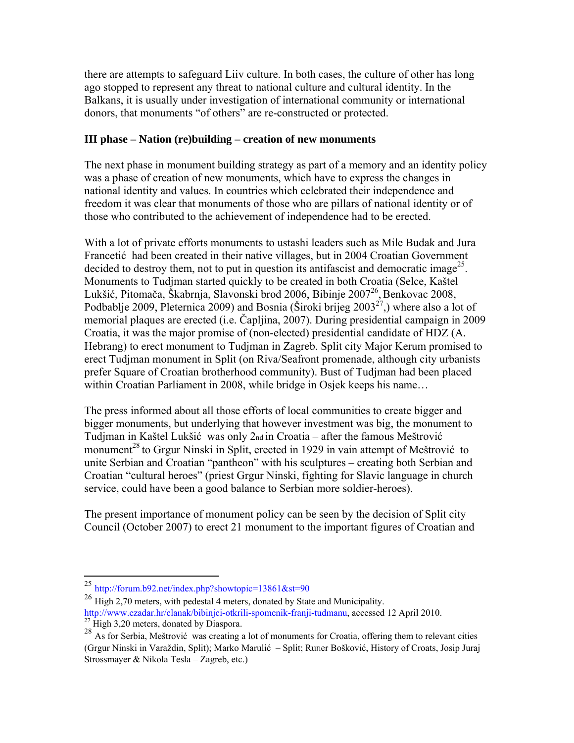there are attempts to safeguard Liiv culture. In both cases, the culture of other has long ago stopped to represent any threat to national culture and cultural identity. In the Balkans, it is usually under investigation of international community or international donors, that monuments "of others" are re-constructed or protected.

### III phase – Nation (re)building – creation of new monuments

The next phase in monument building strategy as part of a memory and an identity policy was a phase of creation of new monuments, which have to express the changes in national identity and values. In countries which celebrated their independence and freedom it was clear that monuments of those who are pillars of national identity or of those who contributed to the achievement of independence had to be erected.

With a lot of private efforts monuments to ustashi leaders such as Mile Budak and Jura Francetić had been created in their native villages, but in 2004 Croatian Government decided to destroy them, not to put in question its antifascist and democratic image[25]. Monuments to Tudjman started quickly to be created in both Croatia (Selce, Kaštel Lukšić, Pitomača, Škabrnja, Slavonski brod 2006, Bibinje 2007[26], Benkovac 2008, Podbablje 2009, Pleternica 2009) and Bosnia (Široki brijeg 2003[27],) where also a lot of memorial plaques are erected (i.e. Čapljina, 2007). During presidential campaign in 2009 Croatia, it was the major promise of (non-elected) presidential candidate of HDZ (A. Hebrang) to erect monument to Tudjman in Zagreb. Split city Major Kerum promised to erect Tudjman monument in Split (on Riva/Seafront promenade, although city urbanists prefer Square of Croatian brotherhood community). Bust of Tudjman had been placed within Croatian Parliament in 2008, while bridge in Osjek keeps his name…

The press informed about all those efforts of local communities to create bigger and bigger monuments, but underlying that however investment was big, the monument to Tudjman in Kaštel Lukšić was only 2nd in Croatia – after the famous Meštrović monument[28] to Grgur Ninski in Split, erected in 1929 in vain attempt of Meštrović to unite Serbian and Croatian "pantheon" with his sculptures – creating both Serbian and Croatian "cultural heroes" (priest Grgur Ninski, fighting for Slavic language in church service, could have been a good balance to Serbian more soldier-heroes).

The present importance of monument policy can be seen by the decision of Split city Council (October 2007) to erect 21 monument to the important figures of Croatian and

---

[25] http://forum.b92.net/index.php?showtopic=13861&st=90

[26] High 2,70 meters, with pedestal 4 meters, donated by State and Municipality. http://www.ezadar.hr/clanak/bibinjci-otkrili-spomenik-franji-tudmanu, accessed 12 April 2010.

[27] High 3,20 meters, donated by Diaspora.

[28] As for Serbia, Meštrović was creating a lot of monuments for Croatia, offering them to relevant cities (Grgur Ninski in Varaždin, Split); Marko Marulić – Split; Runer Bošković, History of Croats, Josip Juraj Strossmayer & Nikola Tesla – Zagreb, etc.)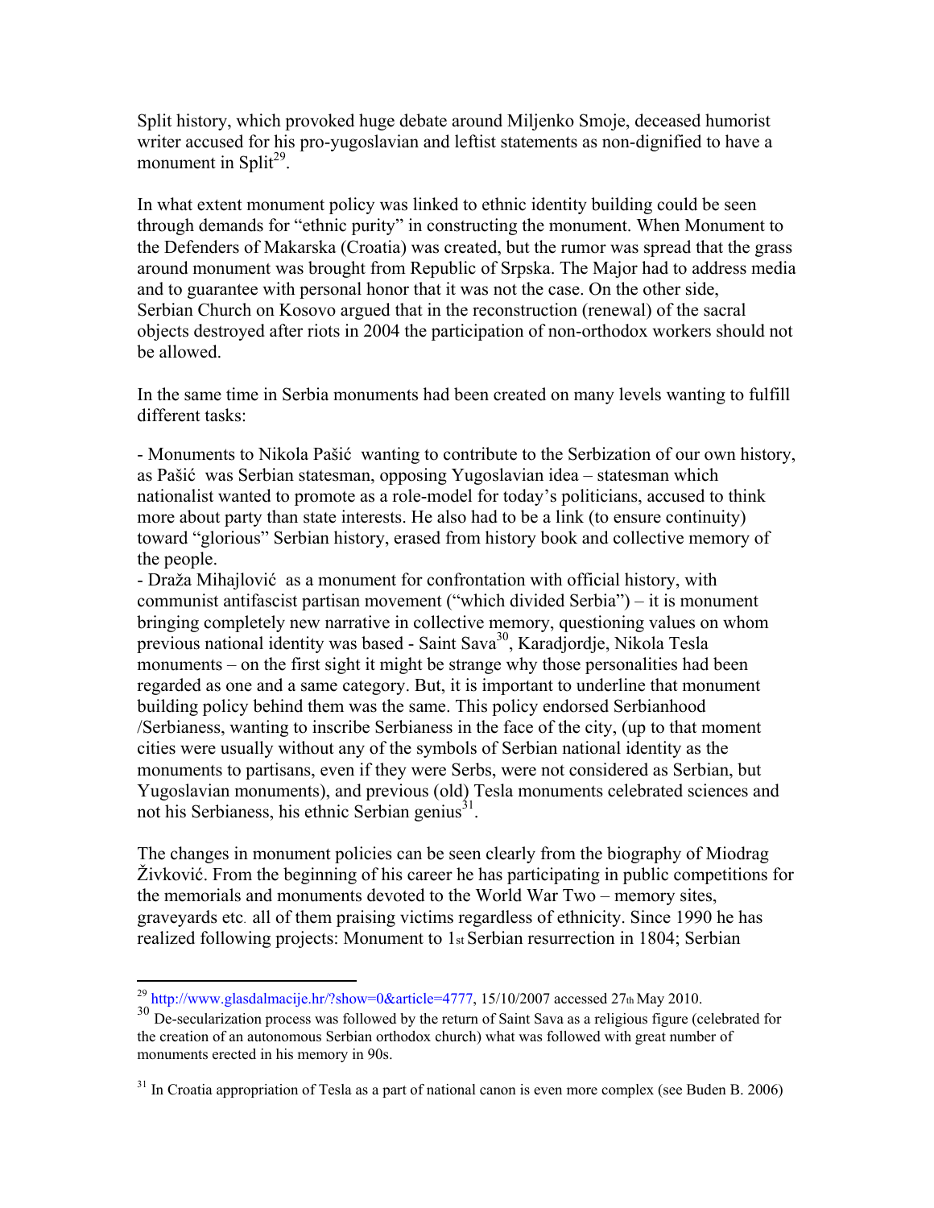Split history, which provoked huge debate around Miljenko Smoje, deceased humorist writer accused for his pro-yugoslavian and leftist statements as non-dignified to have a monument in Split[29].

In what extent monument policy was linked to ethnic identity building could be seen through demands for "ethnic purity" in constructing the monument. When Monument to the Defenders of Makarska (Croatia) was created, but the rumor was spread that the grass around monument was brought from Republic of Srpska. The Major had to address media and to guarantee with personal honor that it was not the case. On the other side, Serbian Church on Kosovo argued that in the reconstruction (renewal) of the sacral objects destroyed after riots in 2004 the participation of non-orthodox workers should not be allowed.

In the same time in Serbia monuments had been created on many levels wanting to fulfill different tasks:

- Monuments to Nikola Pašić wanting to contribute to the Serbization of our own history, as Pašić was Serbian statesman, opposing Yugoslavian idea – statesman which nationalist wanted to promote as a role-model for today's politicians, accused to think more about party than state interests. He also had to be a link (to ensure continuity) toward "glorious" Serbian history, erased from history book and collective memory of the people.
- Draža Mihajlović as a monument for confrontation with official history, with communist antifascist partisan movement ("which divided Serbia") – it is monument bringing completely new narrative in collective memory, questioning values on whom previous national identity was based - Saint Sava[30], Karadjordje, Nikola Tesla monuments – on the first sight it might be strange why those personalities had been regarded as one and a same category. But, it is important to underline that monument building policy behind them was the same. This policy endorsed Serbianhood /Serbianess, wanting to inscribe Serbianess in the face of the city, (up to that moment cities were usually without any of the symbols of Serbian national identity as the monuments to partisans, even if they were Serbs, were not considered as Serbian, but Yugoslavian monuments), and previous (old) Tesla monuments celebrated sciences and not his Serbianess, his ethnic Serbian genius[31].

The changes in monument policies can be seen clearly from the biography of Miodrag Živković. From the beginning of his career he has participating in public competitions for the memorials and monuments devoted to the World War Two – memory sites, graveyards etc. all of them praising victims regardless of ethnicity. Since 1990 he has realized following projects: Monument to 1st Serbian resurrection in 1804; Serbian

---

[29] http://www.glasdalmacije.hr/?show=0&article=4777, 15/10/2007 accessed 27th May 2010.

[30] De-secularization process was followed by the return of Saint Sava as a religious figure (celebrated for the creation of an autonomous Serbian orthodox church) what was followed with great number of monuments erected in his memory in 90s.

[31] In Croatia appropriation of Tesla as a part of national canon is even more complex (see Buden B. 2006)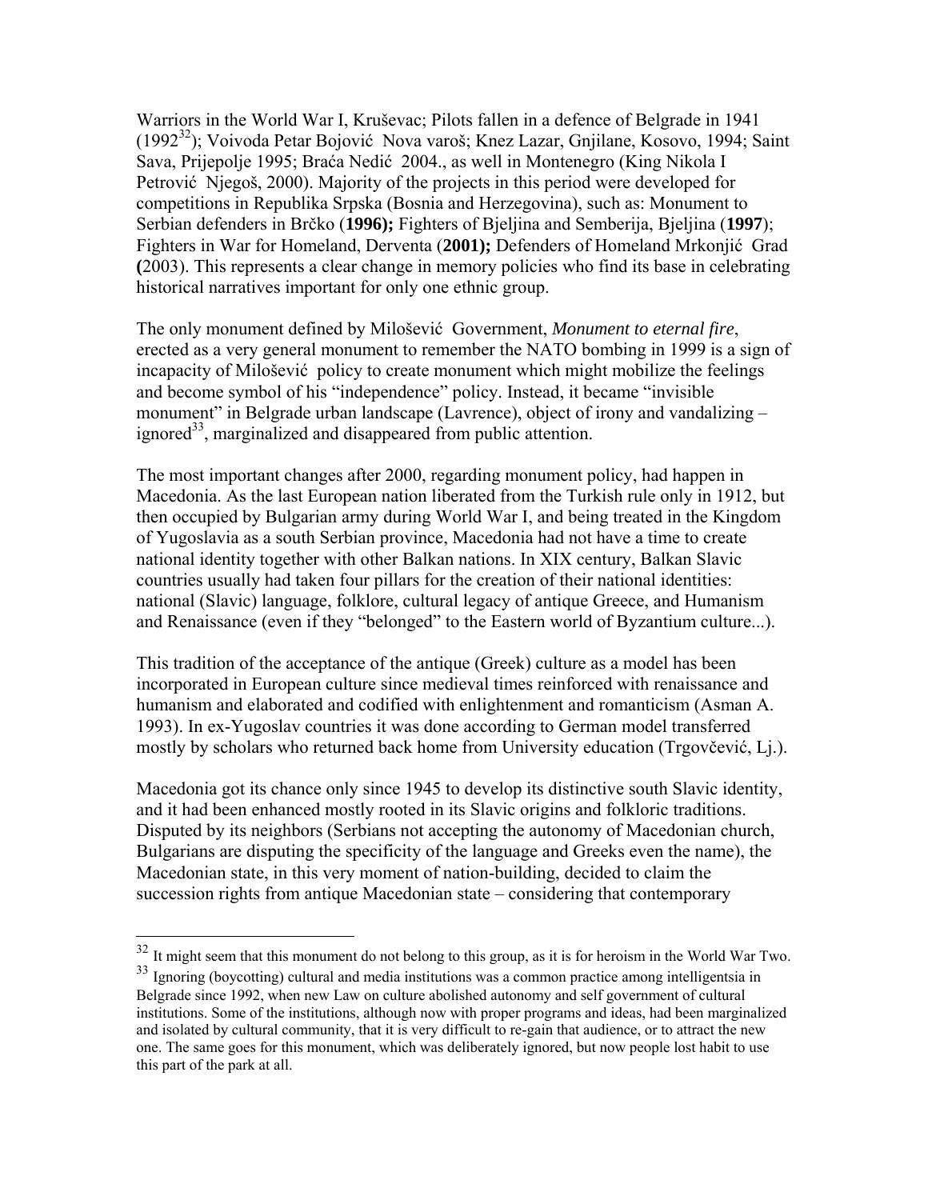Warriors in the World War I, Kruševac; Pilots fallen in a defence of Belgrade in 1941 (1992[32]); Voivoda Petar Bojović Nova varoš; Knez Lazar, Gnjilane, Kosovo, 1994; Saint Sava, Prijepolje 1995; Braća Nedić 2004., as well in Montenegro (King Nikola I Petrović Njegoš, 2000). Majority of the projects in this period were developed for competitions in Republika Srpska (Bosnia and Herzegovina), such as: Monument to Serbian defenders in Brčko (**1996);** Fighters of Bjeljina and Semberija, Bjeljina (**1997**); Fighters in War for Homeland, Derventa (**2001);** Defenders of Homeland Mrkonjić Grad **(**2003). This represents a clear change in memory policies who find its base in celebrating historical narratives important for only one ethnic group.

The only monument defined by Milošević Government, *Monument to eternal fire*, erected as a very general monument to remember the NATO bombing in 1999 is a sign of incapacity of Milošević policy to create monument which might mobilize the feelings and become symbol of his "independence" policy. Instead, it became "invisible monument" in Belgrade urban landscape (Lavrence), object of irony and vandalizing – ignored[33], marginalized and disappeared from public attention.

The most important changes after 2000, regarding monument policy, had happen in Macedonia. As the last European nation liberated from the Turkish rule only in 1912, but then occupied by Bulgarian army during World War I, and being treated in the Kingdom of Yugoslavia as a south Serbian province, Macedonia had not have a time to create national identity together with other Balkan nations. In XIX century, Balkan Slavic countries usually had taken four pillars for the creation of their national identities: national (Slavic) language, folklore, cultural legacy of antique Greece, and Humanism and Renaissance (even if they "belonged" to the Eastern world of Byzantium culture...).

This tradition of the acceptance of the antique (Greek) culture as a model has been incorporated in European culture since medieval times reinforced with renaissance and humanism and elaborated and codified with enlightenment and romanticism (Asman A. 1993). In ex-Yugoslav countries it was done according to German model transferred mostly by scholars who returned back home from University education (Trgovčević, Lj.).

Macedonia got its chance only since 1945 to develop its distinctive south Slavic identity, and it had been enhanced mostly rooted in its Slavic origins and folkloric traditions. Disputed by its neighbors (Serbians not accepting the autonomy of Macedonian church, Bulgarians are disputing the specificity of the language and Greeks even the name), the Macedonian state, in this very moment of nation-building, decided to claim the succession rights from antique Macedonian state – considering that contemporary

---

[32] It might seem that this monument do not belong to this group, as it is for heroism in the World War Two.

[33] Ignoring (boycotting) cultural and media institutions was a common practice among intelligentsia in Belgrade since 1992, when new Law on culture abolished autonomy and self government of cultural institutions. Some of the institutions, although now with proper programs and ideas, had been marginalized and isolated by cultural community, that it is very difficult to re-gain that audience, or to attract the new one. The same goes for this monument, which was deliberately ignored, but now people lost habit to use this part of the park at all.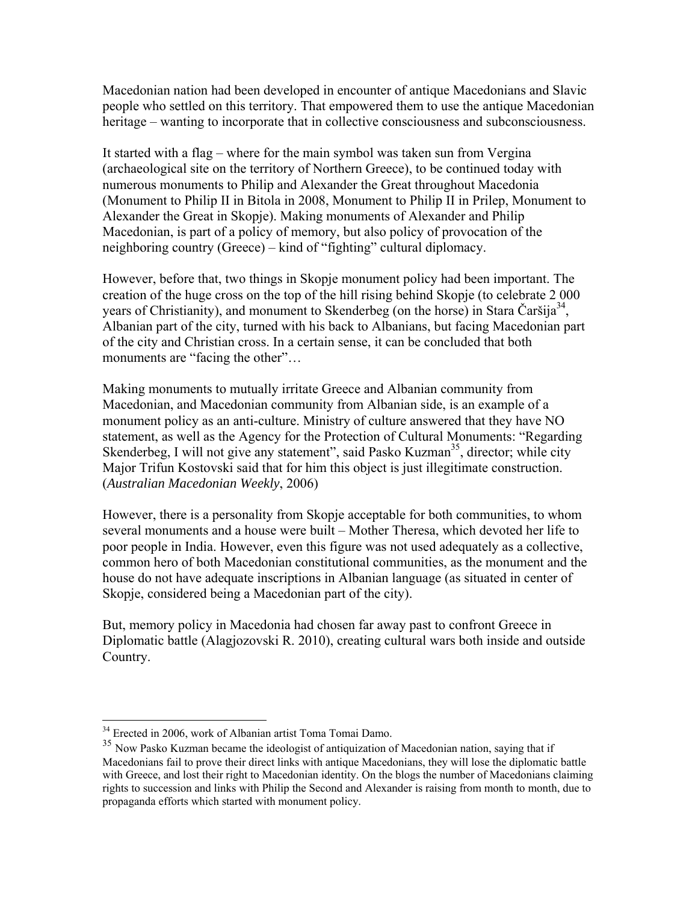Macedonian nation had been developed in encounter of antique Macedonians and Slavic people who settled on this territory. That empowered them to use the antique Macedonian heritage – wanting to incorporate that in collective consciousness and subconsciousness.

It started with a flag – where for the main symbol was taken sun from Vergina (archaeological site on the territory of Northern Greece), to be continued today with numerous monuments to Philip and Alexander the Great throughout Macedonia (Monument to Philip II in Bitola in 2008, Monument to Philip II in Prilep, Monument to Alexander the Great in Skopje). Making monuments of Alexander and Philip Macedonian, is part of a policy of memory, but also policy of provocation of the neighboring country (Greece) – kind of "fighting" cultural diplomacy.

However, before that, two things in Skopje monument policy had been important. The creation of the huge cross on the top of the hill rising behind Skopje (to celebrate 2 000 years of Christianity), and monument to Skenderbeg (on the horse) in Stara Čaršija[34], Albanian part of the city, turned with his back to Albanians, but facing Macedonian part of the city and Christian cross. In a certain sense, it can be concluded that both monuments are "facing the other"…

Making monuments to mutually irritate Greece and Albanian community from Macedonian, and Macedonian community from Albanian side, is an example of a monument policy as an anti-culture. Ministry of culture answered that they have NO statement, as well as the Agency for the Protection of Cultural Monuments: "Regarding Skenderbeg, I will not give any statement", said Pasko Kuzman[35], director; while city Major Trifun Kostovski said that for him this object is just illegitimate construction. (*Australian Macedonian Weekly*, 2006)

However, there is a personality from Skopje acceptable for both communities, to whom several monuments and a house were built – Mother Theresa, which devoted her life to poor people in India. However, even this figure was not used adequately as a collective, common hero of both Macedonian constitutional communities, as the monument and the house do not have adequate inscriptions in Albanian language (as situated in center of Skopje, considered being a Macedonian part of the city).

But, memory policy in Macedonia had chosen far away past to confront Greece in Diplomatic battle (Alagjozovski R. 2010), creating cultural wars both inside and outside Country.

---

[34] Erected in 2006, work of Albanian artist Toma Tomai Damo.

[35] Now Pasko Kuzman became the ideologist of antiquization of Macedonian nation, saying that if Macedonians fail to prove their direct links with antique Macedonians, they will lose the diplomatic battle with Greece, and lost their right to Macedonian identity. On the blogs the number of Macedonians claiming rights to succession and links with Philip the Second and Alexander is raising from month to month, due to propaganda efforts which started with monument policy.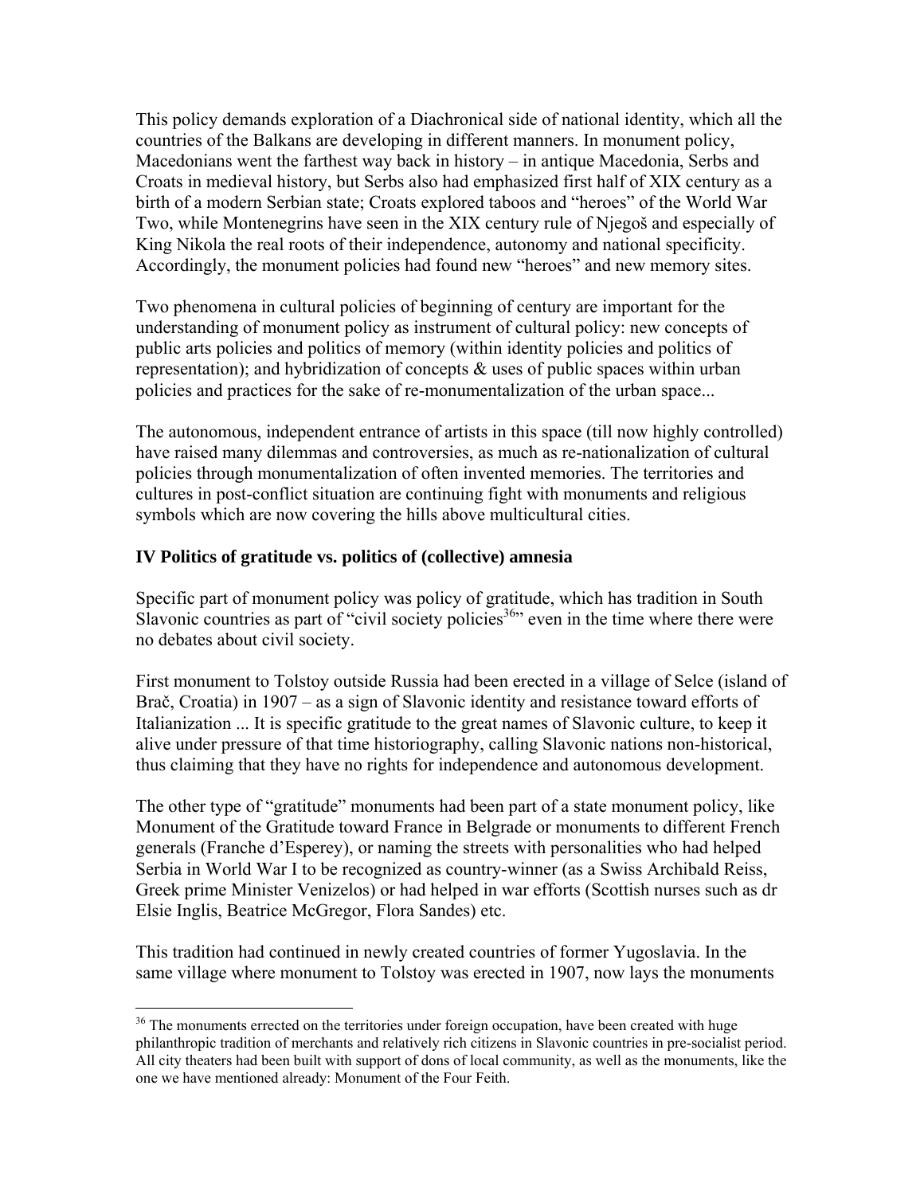This policy demands exploration of a Diachronical side of national identity, which all the countries of the Balkans are developing in different manners. In monument policy, Macedonians went the farthest way back in history – in antique Macedonia, Serbs and Croats in medieval history, but Serbs also had emphasized first half of XIX century as a birth of a modern Serbian state; Croats explored taboos and "heroes" of the World War Two, while Montenegrins have seen in the XIX century rule of Njegoš and especially of King Nikola the real roots of their independence, autonomy and national specificity. Accordingly, the monument policies had found new "heroes" and new memory sites.

Two phenomena in cultural policies of beginning of century are important for the understanding of monument policy as instrument of cultural policy: new concepts of public arts policies and politics of memory (within identity policies and politics of representation); and hybridization of concepts & uses of public spaces within urban policies and practices for the sake of re-monumentalization of the urban space...

The autonomous, independent entrance of artists in this space (till now highly controlled) have raised many dilemmas and controversies, as much as re-nationalization of cultural policies through monumentalization of often invented memories. The territories and cultures in post-conflict situation are continuing fight with monuments and religious symbols which are now covering the hills above multicultural cities.

## IV Politics of gratitude vs. politics of (collective) amnesia

Specific part of monument policy was policy of gratitude, which has tradition in South Slavonic countries as part of "civil society policies[36]" even in the time where there were no debates about civil society.

First monument to Tolstoy outside Russia had been erected in a village of Selce (island of Brač, Croatia) in 1907 – as a sign of Slavonic identity and resistance toward efforts of Italianization ... It is specific gratitude to the great names of Slavonic culture, to keep it alive under pressure of that time historiography, calling Slavonic nations non-historical, thus claiming that they have no rights for independence and autonomous development.

The other type of "gratitude" monuments had been part of a state monument policy, like Monument of the Gratitude toward France in Belgrade or monuments to different French generals (Franche d'Esperey), or naming the streets with personalities who had helped Serbia in World War I to be recognized as country-winner (as a Swiss Archibald Reiss, Greek prime Minister Venizelos) or had helped in war efforts (Scottish nurses such as dr Elsie Inglis, Beatrice McGregor, Flora Sandes) etc.

This tradition had continued in newly created countries of former Yugoslavia. In the same village where monument to Tolstoy was erected in 1907, now lays the monuments

[36] The monuments errected on the territories under foreign occupation, have been created with huge philanthropic tradition of merchants and relatively rich citizens in Slavonic countries in pre-socialist period. All city theaters had been built with support of dons of local community, as well as the monuments, like the one we have mentioned already: Monument of the Four Feith.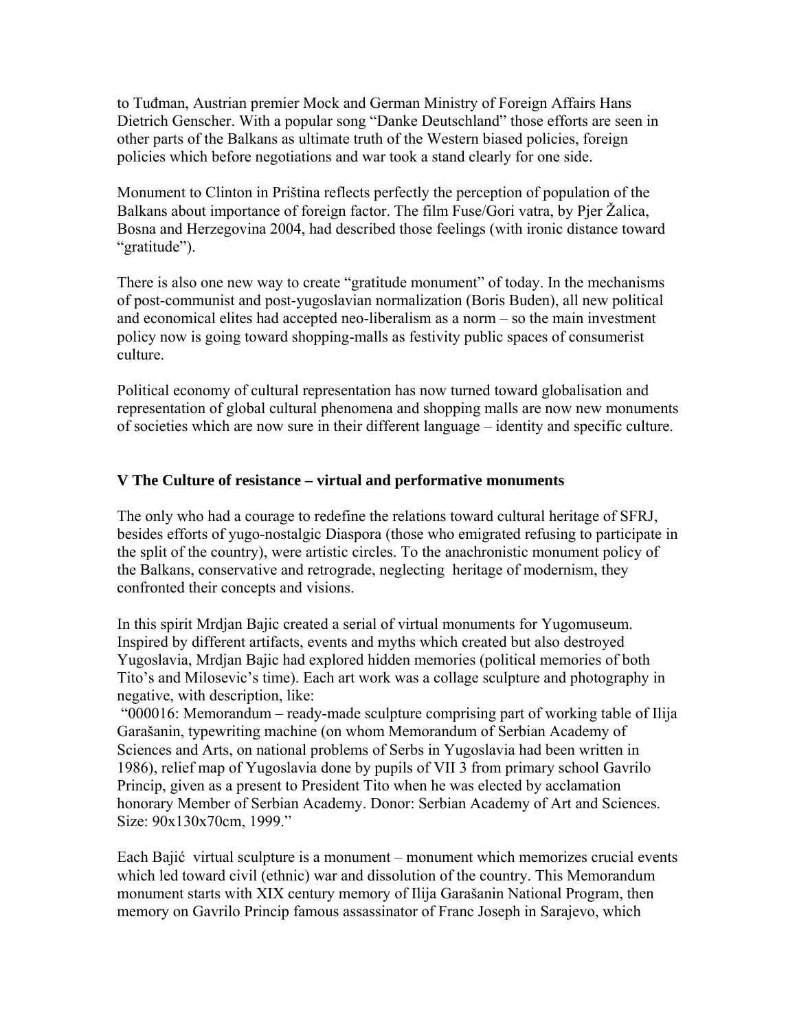to Tuđman, Austrian premier Mock and German Ministry of Foreign Affairs Hans Dietrich Genscher. With a popular song "Danke Deutschland" those efforts are seen in other parts of the Balkans as ultimate truth of the Western biased policies, foreign policies which before negotiations and war took a stand clearly for one side.

Monument to Clinton in Priština reflects perfectly the perception of population of the Balkans about importance of foreign factor. The film Fuse/Gori vatra, by Pjer Žalica, Bosna and Herzegovina 2004, had described those feelings (with ironic distance toward "gratitude").

There is also one new way to create "gratitude monument" of today. In the mechanisms of post-communist and post-yugoslavian normalization (Boris Buden), all new political and economical elites had accepted neo-liberalism as a norm – so the main investment policy now is going toward shopping-malls as festivity public spaces of consumerist culture.

Political economy of cultural representation has now turned toward globalisation and representation of global cultural phenomena and shopping malls are now new monuments of societies which are now sure in their different language – identity and specific culture.

## V The Culture of resistance – virtual and performative monuments

The only who had a courage to redefine the relations toward cultural heritage of SFRJ, besides efforts of yugo-nostalgic Diaspora (those who emigrated refusing to participate in the split of the country), were artistic circles. To the anachronistic monument policy of the Balkans, conservative and retrograde, neglecting heritage of modernism, they confronted their concepts and visions.

In this spirit Mrdjan Bajic created a serial of virtual monuments for Yugomuseum. Inspired by different artifacts, events and myths which created but also destroyed Yugoslavia, Mrdjan Bajic had explored hidden memories (political memories of both Tito's and Milosevic's time). Each art work was a collage sculpture and photography in negative, with description, like:

"000016: Memorandum – ready-made sculpture comprising part of working table of Ilija Garašanin, typewriting machine (on whom Memorandum of Serbian Academy of Sciences and Arts, on national problems of Serbs in Yugoslavia had been written in 1986), relief map of Yugoslavia done by pupils of VII 3 from primary school Gavrilo Princip, given as a present to President Tito when he was elected by acclamation honorary Member of Serbian Academy. Donor: Serbian Academy of Art and Sciences. Size: 90x130x70cm, 1999."

Each Bajić virtual sculpture is a monument – monument which memorizes crucial events which led toward civil (ethnic) war and dissolution of the country. This Memorandum monument starts with XIX century memory of Ilija Garašanin National Program, then memory on Gavrilo Princip famous assassinator of Franc Joseph in Sarajevo, which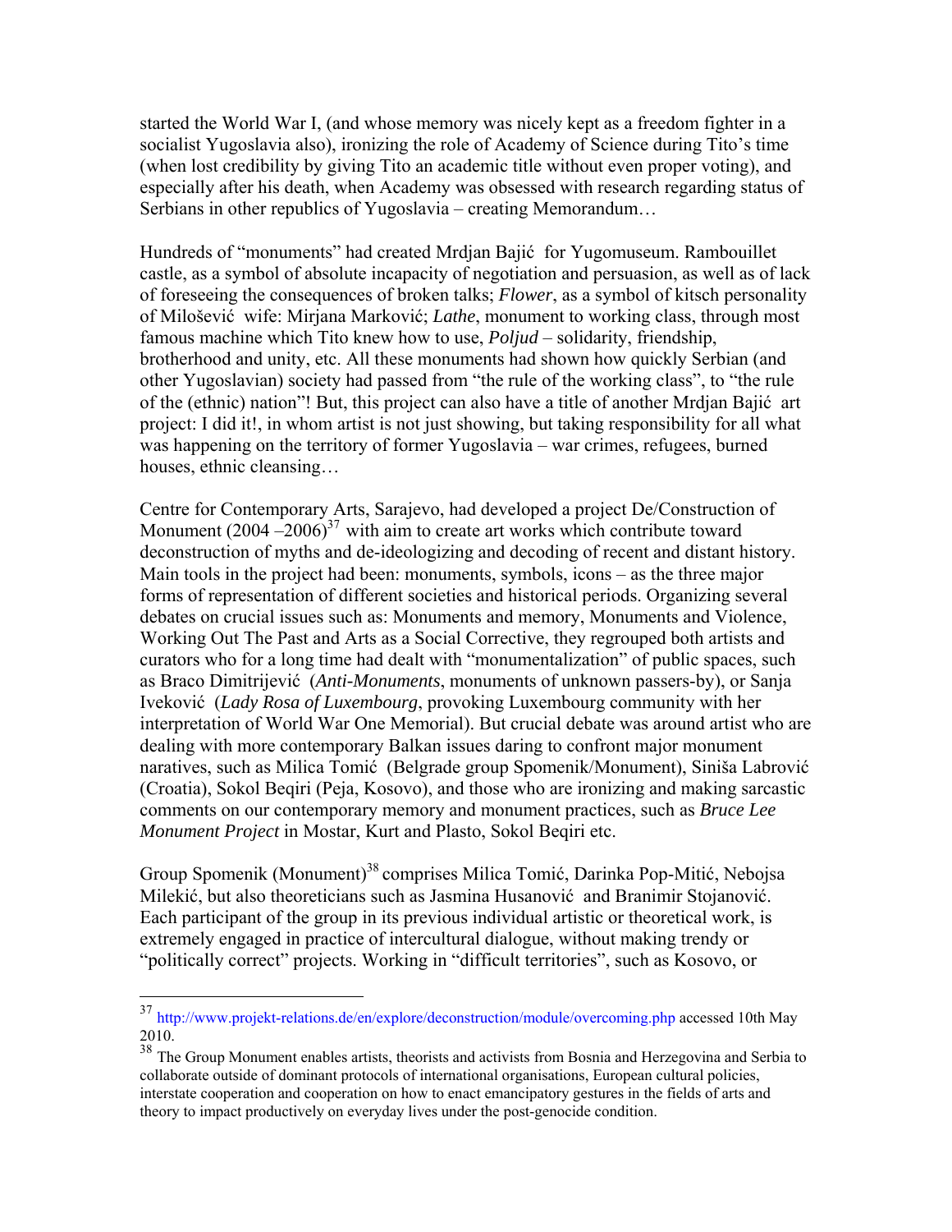started the World War I, (and whose memory was nicely kept as a freedom fighter in a socialist Yugoslavia also), ironizing the role of Academy of Science during Tito's time (when lost credibility by giving Tito an academic title without even proper voting), and especially after his death, when Academy was obsessed with research regarding status of Serbians in other republics of Yugoslavia – creating Memorandum…

Hundreds of "monuments" had created Mrdjan Bajić for Yugomuseum. Rambouillet castle, as a symbol of absolute incapacity of negotiation and persuasion, as well as of lack of foreseeing the consequences of broken talks; *Flower*, as a symbol of kitsch personality of Milošević wife: Mirjana Marković; *Lathe*, monument to working class, through most famous machine which Tito knew how to use, *Poljud* – solidarity, friendship, brotherhood and unity, etc. All these monuments had shown how quickly Serbian (and other Yugoslavian) society had passed from "the rule of the working class", to "the rule of the (ethnic) nation"! But, this project can also have a title of another Mrdjan Bajić art project: I did it!, in whom artist is not just showing, but taking responsibility for all what was happening on the territory of former Yugoslavia – war crimes, refugees, burned houses, ethnic cleansing…

Centre for Contemporary Arts, Sarajevo, had developed a project De/Construction of Monument (2004 –2006)[37] with aim to create art works which contribute toward deconstruction of myths and de-ideologizing and decoding of recent and distant history. Main tools in the project had been: monuments, symbols, icons – as the three major forms of representation of different societies and historical periods. Organizing several debates on crucial issues such as: Monuments and memory, Monuments and Violence, Working Out The Past and Arts as a Social Corrective, they regrouped both artists and curators who for a long time had dealt with "monumentalization" of public spaces, such as Braco Dimitrijević (*Anti-Monuments*, monuments of unknown passers-by), or Sanja Iveković (*Lady Rosa of Luxembourg*, provoking Luxembourg community with her interpretation of World War One Memorial). But crucial debate was around artist who are dealing with more contemporary Balkan issues daring to confront major monument naratives, such as Milica Tomić (Belgrade group Spomenik/Monument), Siniša Labrović (Croatia), Sokol Beqiri (Peja, Kosovo), and those who are ironizing and making sarcastic comments on our contemporary memory and monument practices, such as *Bruce Lee Monument Project* in Mostar, Kurt and Plasto, Sokol Beqiri etc.

Group Spomenik (Monument)[38] comprises Milica Tomić, Darinka Pop-Mitić, Nebojsa Milekić, but also theoreticians such as Jasmina Husanović and Branimir Stojanović. Each participant of the group in its previous individual artistic or theoretical work, is extremely engaged in practice of intercultural dialogue, without making trendy or "politically correct" projects. Working in "difficult territories", such as Kosovo, or

---

[37] http://www.projekt-relations.de/en/explore/deconstruction/module/overcoming.php accessed 10th May 2010.

[38] The Group Monument enables artists, theorists and activists from Bosnia and Herzegovina and Serbia to collaborate outside of dominant protocols of international organisations, European cultural policies, interstate cooperation and cooperation on how to enact emancipatory gestures in the fields of arts and theory to impact productively on everyday lives under the post-genocide condition.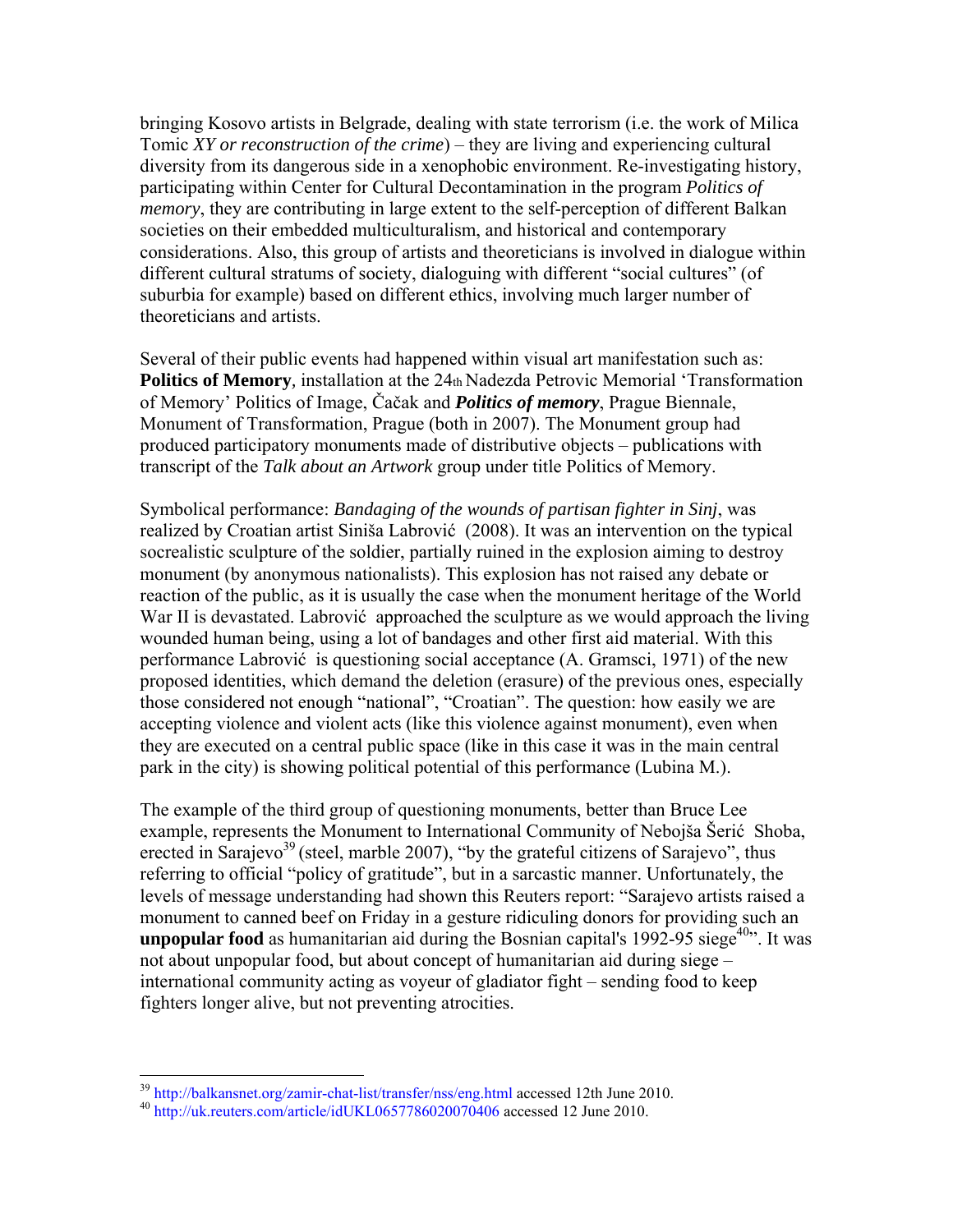bringing Kosovo artists in Belgrade, dealing with state terrorism (i.e. the work of Milica Tomic *XY or reconstruction of the crime*) – they are living and experiencing cultural diversity from its dangerous side in a xenophobic environment. Re-investigating history, participating within Center for Cultural Decontamination in the program *Politics of memory*, they are contributing in large extent to the self-perception of different Balkan societies on their embedded multiculturalism, and historical and contemporary considerations. Also, this group of artists and theoreticians is involved in dialogue within different cultural stratums of society, dialoguing with different "social cultures" (of suburbia for example) based on different ethics, involving much larger number of theoreticians and artists.

Several of their public events had happened within visual art manifestation such as: **Politics of Memory**, installation at the 24th Nadezda Petrovic Memorial 'Transformation of Memory' Politics of Image, Čačak and ***Politics of memory***, Prague Biennale, Monument of Transformation, Prague (both in 2007). The Monument group had produced participatory monuments made of distributive objects – publications with transcript of the *Talk about an Artwork* group under title Politics of Memory.

Symbolical performance: *Bandaging of the wounds of partisan fighter in Sinj*, was realized by Croatian artist Siniša Labrović (2008). It was an intervention on the typical socrealistic sculpture of the soldier, partially ruined in the explosion aiming to destroy monument (by anonymous nationalists). This explosion has not raised any debate or reaction of the public, as it is usually the case when the monument heritage of the World War II is devastated. Labrović approached the sculpture as we would approach the living wounded human being, using a lot of bandages and other first aid material. With this performance Labrović is questioning social acceptance (A. Gramsci, 1971) of the new proposed identities, which demand the deletion (erasure) of the previous ones, especially those considered not enough "national", "Croatian". The question: how easily we are accepting violence and violent acts (like this violence against monument), even when they are executed on a central public space (like in this case it was in the main central park in the city) is showing political potential of this performance (Lubina M.).

The example of the third group of questioning monuments, better than Bruce Lee example, represents the Monument to International Community of Nebojša Šerić Shoba, erected in Sarajevo[39] (steel, marble 2007), "by the grateful citizens of Sarajevo", thus referring to official "policy of gratitude", but in a sarcastic manner. Unfortunately, the levels of message understanding had shown this Reuters report: "Sarajevo artists raised a monument to canned beef on Friday in a gesture ridiculing donors for providing such an **unpopular food** as humanitarian aid during the Bosnian capital's 1992-95 siege[40]". It was not about unpopular food, but about concept of humanitarian aid during siege – international community acting as voyeur of gladiator fight – sending food to keep fighters longer alive, but not preventing atrocities.

---

[39] http://balkansnet.org/zamir-chat-list/transfer/nss/eng.html accessed 12th June 2010.

[40] http://uk.reuters.com/article/idUKL0657786020070406 accessed 12 June 2010.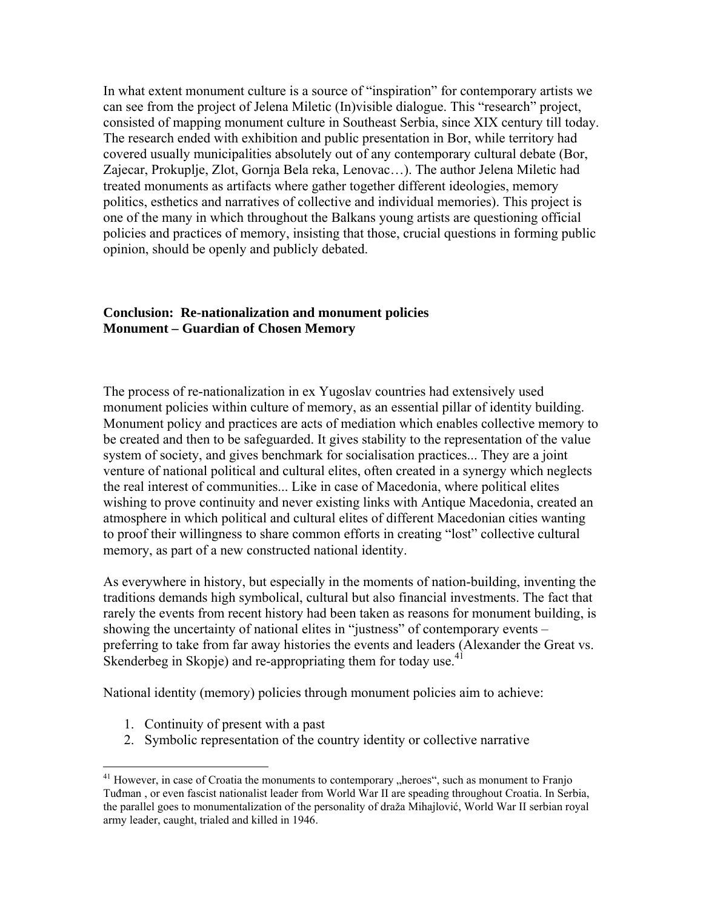In what extent monument culture is a source of "inspiration" for contemporary artists we can see from the project of Jelena Miletic (In)visible dialogue. This "research" project, consisted of mapping monument culture in Southeast Serbia, since XIX century till today. The research ended with exhibition and public presentation in Bor, while territory had covered usually municipalities absolutely out of any contemporary cultural debate (Bor, Zajecar, Prokuplje, Zlot, Gornja Bela reka, Lenovac…). The author Jelena Miletic had treated monuments as artifacts where gather together different ideologies, memory politics, esthetics and narratives of collective and individual memories). This project is one of the many in which throughout the Balkans young artists are questioning official policies and practices of memory, insisting that those, crucial questions in forming public opinion, should be openly and publicly debated.

**Conclusion: Re-nationalization and monument policies**
**Monument – Guardian of Chosen Memory**

The process of re-nationalization in ex Yugoslav countries had extensively used monument policies within culture of memory, as an essential pillar of identity building. Monument policy and practices are acts of mediation which enables collective memory to be created and then to be safeguarded. It gives stability to the representation of the value system of society, and gives benchmark for socialisation practices... They are a joint venture of national political and cultural elites, often created in a synergy which neglects the real interest of communities... Like in case of Macedonia, where political elites wishing to prove continuity and never existing links with Antique Macedonia, created an atmosphere in which political and cultural elites of different Macedonian cities wanting to proof their willingness to share common efforts in creating "lost" collective cultural memory, as part of a new constructed national identity.

As everywhere in history, but especially in the moments of nation-building, inventing the traditions demands high symbolical, cultural but also financial investments. The fact that rarely the events from recent history had been taken as reasons for monument building, is showing the uncertainty of national elites in "justness" of contemporary events – preferring to take from far away histories the events and leaders (Alexander the Great vs. Skenderbeg in Skopje) and re-appropriating them for today use.[41]

National identity (memory) policies through monument policies aim to achieve:

1. Continuity of present with a past
2. Symbolic representation of the country identity or collective narrative

---

[41] However, in case of Croatia the monuments to contemporary „heroes", such as monument to Franjo Tuđman , or even fascist nationalist leader from World War II are speading throughout Croatia. In Serbia, the parallel goes to monumentalization of the personality of draža Mihajlović, World War II serbian royal army leader, caught, trialed and killed in 1946.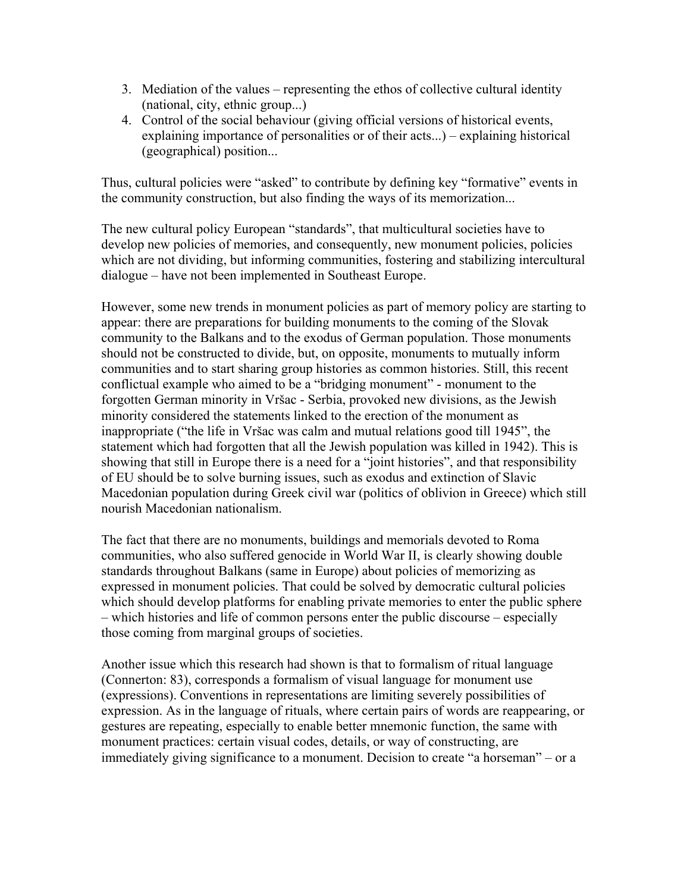3. Mediation of the values – representing the ethos of collective cultural identity (national, city, ethnic group...)
4. Control of the social behaviour (giving official versions of historical events, explaining importance of personalities or of their acts...) – explaining historical (geographical) position...

Thus, cultural policies were "asked" to contribute by defining key "formative" events in the community construction, but also finding the ways of its memorization...

The new cultural policy European "standards", that multicultural societies have to develop new policies of memories, and consequently, new monument policies, policies which are not dividing, but informing communities, fostering and stabilizing intercultural dialogue – have not been implemented in Southeast Europe.

However, some new trends in monument policies as part of memory policy are starting to appear: there are preparations for building monuments to the coming of the Slovak community to the Balkans and to the exodus of German population. Those monuments should not be constructed to divide, but, on opposite, monuments to mutually inform communities and to start sharing group histories as common histories. Still, this recent conflictual example who aimed to be a "bridging monument" - monument to the forgotten German minority in Vršac - Serbia, provoked new divisions, as the Jewish minority considered the statements linked to the erection of the monument as inappropriate ("the life in Vršac was calm and mutual relations good till 1945", the statement which had forgotten that all the Jewish population was killed in 1942). This is showing that still in Europe there is a need for a "joint histories", and that responsibility of EU should be to solve burning issues, such as exodus and extinction of Slavic Macedonian population during Greek civil war (politics of oblivion in Greece) which still nourish Macedonian nationalism.

The fact that there are no monuments, buildings and memorials devoted to Roma communities, who also suffered genocide in World War II, is clearly showing double standards throughout Balkans (same in Europe) about policies of memorizing as expressed in monument policies. That could be solved by democratic cultural policies which should develop platforms for enabling private memories to enter the public sphere – which histories and life of common persons enter the public discourse – especially those coming from marginal groups of societies.

Another issue which this research had shown is that to formalism of ritual language (Connerton: 83), corresponds a formalism of visual language for monument use (expressions). Conventions in representations are limiting severely possibilities of expression. As in the language of rituals, where certain pairs of words are reappearing, or gestures are repeating, especially to enable better mnemonic function, the same with monument practices: certain visual codes, details, or way of constructing, are immediately giving significance to a monument. Decision to create "a horseman" – or a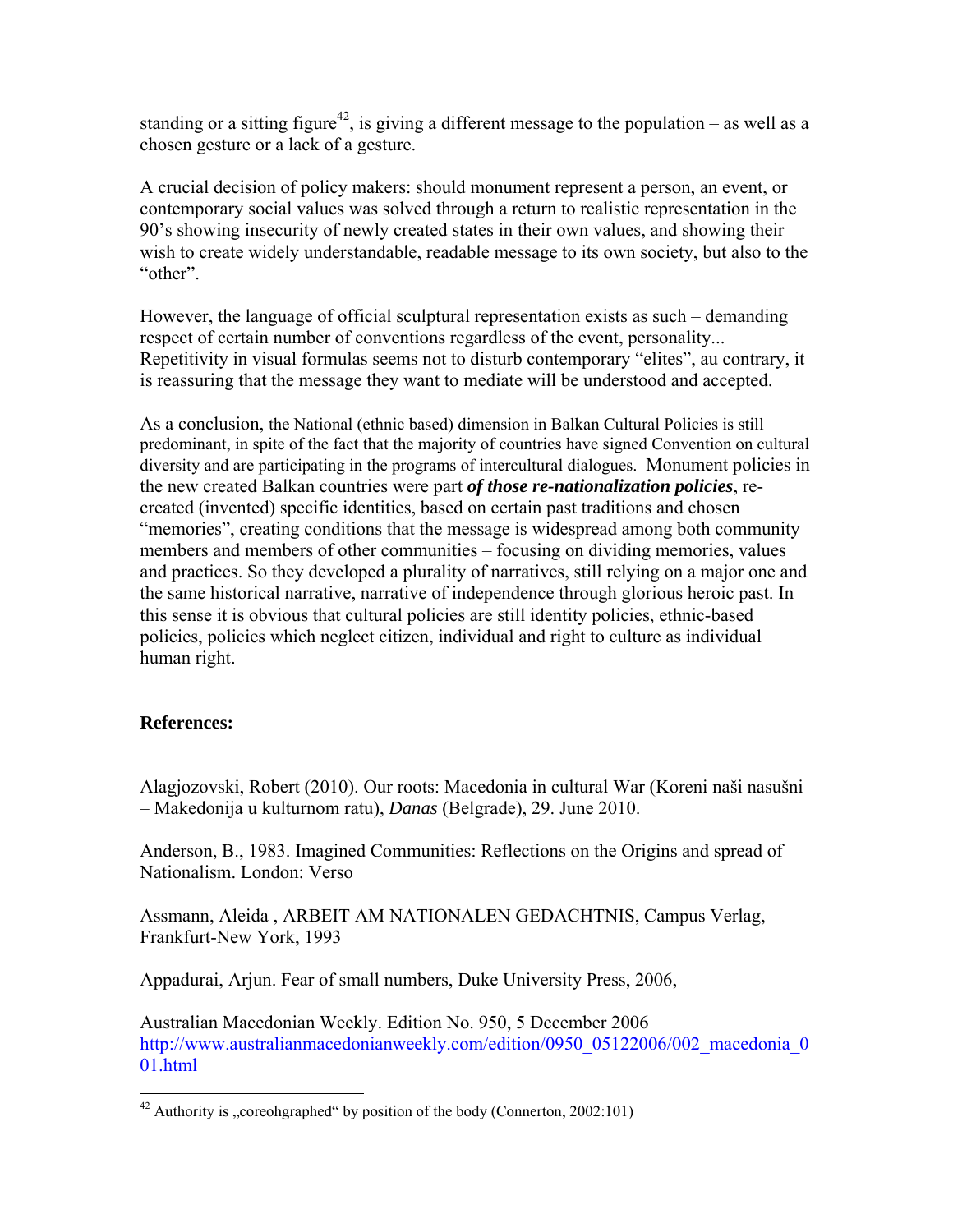standing or a sitting figure[42], is giving a different message to the population – as well as a chosen gesture or a lack of a gesture.

A crucial decision of policy makers: should monument represent a person, an event, or contemporary social values was solved through a return to realistic representation in the 90's showing insecurity of newly created states in their own values, and showing their wish to create widely understandable, readable message to its own society, but also to the "other".

However, the language of official sculptural representation exists as such – demanding respect of certain number of conventions regardless of the event, personality... Repetitivity in visual formulas seems not to disturb contemporary "elites", au contrary, it is reassuring that the message they want to mediate will be understood and accepted.

As a conclusion, the National (ethnic based) dimension in Balkan Cultural Policies is still predominant, in spite of the fact that the majority of countries have signed Convention on cultural diversity and are participating in the programs of intercultural dialogues. Monument policies in the new created Balkan countries were part ***of those re-nationalization policies***, re-created (invented) specific identities, based on certain past traditions and chosen "memories", creating conditions that the message is widespread among both community members and members of other communities – focusing on dividing memories, values and practices. So they developed a plurality of narratives, still relying on a major one and the same historical narrative, narrative of independence through glorious heroic past. In this sense it is obvious that cultural policies are still identity policies, ethnic-based policies, policies which neglect citizen, individual and right to culture as individual human right.

**References:**

Alagjozovski, Robert (2010). Our roots: Macedonia in cultural War (Koreni naši nasušni – Makedonija u kulturnom ratu), *Danas* (Belgrade), 29. June 2010.

Anderson, B., 1983. Imagined Communities: Reflections on the Origins and spread of Nationalism. London: Verso

Assmann, Aleida , ARBEIT AM NATIONALEN GEDACHTNIS, Campus Verlag, Frankfurt-New York, 1993

Appadurai, Arjun. Fear of small numbers, Duke University Press, 2006,

Australian Macedonian Weekly. Edition No. 950, 5 December 2006 http://www.australianmacedonianweekly.com/edition/0950_05122006/002_macedonia_001.html

[42] Authority is „coreohgraphed" by position of the body (Connerton, 2002:101)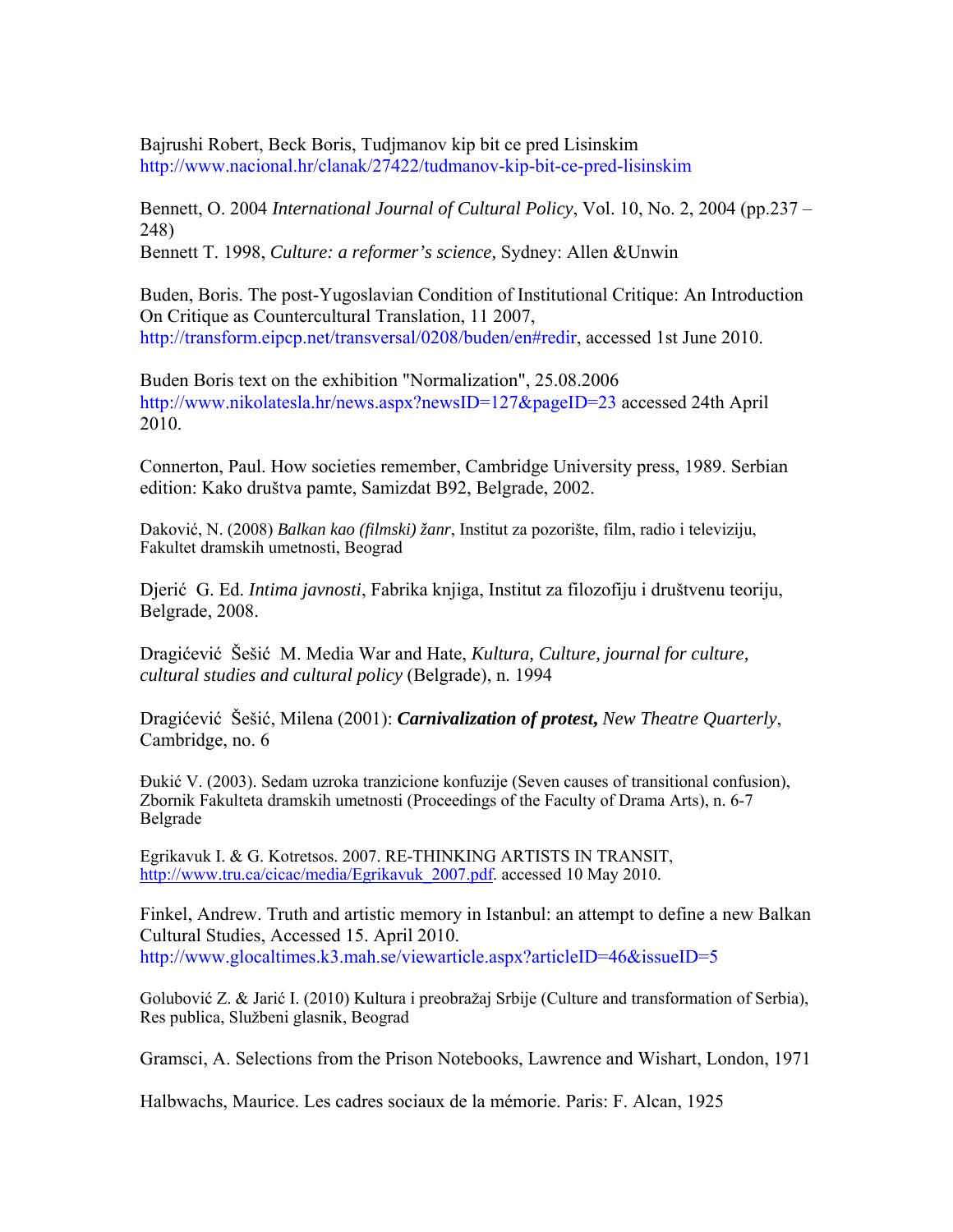Bajrushi Robert, Beck Boris, Tudjmanov kip bit ce pred Lisinskim http://www.nacional.hr/clanak/27422/tudmanov-kip-bit-ce-pred-lisinskim

Bennett, O. 2004 *International Journal of Cultural Policy*, Vol. 10, No. 2, 2004 (pp.237 – 248)
Bennett T. 1998, *Culture: a reformer's science,* Sydney: Allen &Unwin

Buden, Boris. The post-Yugoslavian Condition of Institutional Critique: An Introduction On Critique as Countercultural Translation, 11 2007, http://transform.eipcp.net/transversal/0208/buden/en#redir, accessed 1st June 2010.

Buden Boris text on the exhibition "Normalization", 25.08.2006 http://www.nikolatesla.hr/news.aspx?newsID=127&pageID=23 accessed 24th April 2010.

Connerton, Paul. How societies remember, Cambridge University press, 1989. Serbian edition: Kako društva pamte, Samizdat B92, Belgrade, 2002.

Daković, N. (2008) *Balkan kao (filmski) žanr*, Institut za pozorište, film, radio i televiziju, Fakultet dramskih umetnosti, Beograd

Djerić G. Ed. *Intima javnosti*, Fabrika knjiga, Institut za filozofiju i društvenu teoriju, Belgrade, 2008.

Dragićević Šešić M. Media War and Hate, *Kultura, Culture, journal for culture, cultural studies and cultural policy* (Belgrade), n. 1994

Dragićević Šešić, Milena (2001): ***Carnivalization of protest,*** *New Theatre Quarterly*, Cambridge, no. 6

Đukić V. (2003). Sedam uzroka tranzicione konfuzije (Seven causes of transitional confusion), Zbornik Fakulteta dramskih umetnosti (Proceedings of the Faculty of Drama Arts), n. 6-7 Belgrade

Egrikavuk I. & G. Kotretsos. 2007. RE-THINKING ARTISTS IN TRANSIT, http://www.tru.ca/cicac/media/Egrikavuk_2007.pdf. accessed 10 May 2010.

Finkel, Andrew. Truth and artistic memory in Istanbul: an attempt to define a new Balkan Cultural Studies, Accessed 15. April 2010. http://www.glocaltimes.k3.mah.se/viewarticle.aspx?articleID=46&issueID=5

Golubović Z. & Jarić I. (2010) Kultura i preobražaj Srbije (Culture and transformation of Serbia), Res publica, Službeni glasnik, Beograd

Gramsci, A. Selections from the Prison Notebooks, Lawrence and Wishart, London, 1971

Halbwachs, Maurice. Les cadres sociaux de la mémorie. Paris: F. Alcan, 1925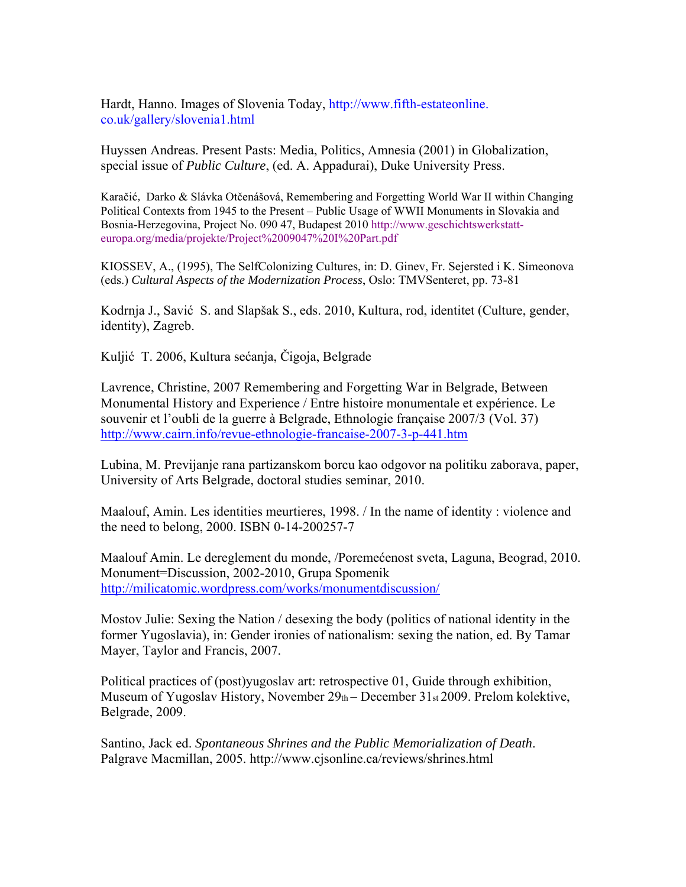Hardt, Hanno. Images of Slovenia Today, http://www.fifth-estateonline.co.uk/gallery/slovenia1.html

Huyssen Andreas. Present Pasts: Media, Politics, Amnesia (2001) in Globalization, special issue of *Public Culture*, (ed. A. Appadurai), Duke University Press.

Karačić, Darko & Slávka Otčenášová, Remembering and Forgetting World War II within Changing Political Contexts from 1945 to the Present – Public Usage of WWII Monuments in Slovakia and Bosnia-Herzegovina, Project No. 090 47, Budapest 2010 http://www.geschichtswerkstatt-europa.org/media/projekte/Project%2009047%20I%20Part.pdf

KIOSSEV, A., (1995), The SelfColonizing Cultures, in: D. Ginev, Fr. Sejersted i K. Simeonova (eds.) *Cultural Aspects of the Modernization Process*, Oslo: TMVSenteret, pp. 73-81

Kodrnja J., Savić S. and Slapšak S., eds. 2010, Kultura, rod, identitet (Culture, gender, identity), Zagreb.

Kuljić T. 2006, Kultura sećanja, Čigoja, Belgrade

Lavrence, Christine, 2007 Remembering and Forgetting War in Belgrade, Between Monumental History and Experience / Entre histoire monumentale et expérience. Le souvenir et l'oubli de la guerre à Belgrade, Ethnologie française 2007/3 (Vol. 37) http://www.cairn.info/revue-ethnologie-francaise-2007-3-p-441.htm

Lubina, M. Previjanje rana partizanskom borcu kao odgovor na politiku zaborava, paper, University of Arts Belgrade, doctoral studies seminar, 2010.

Maalouf, Amin. Les identities meurtieres, 1998. / In the name of identity : violence and the need to belong, 2000. ISBN 0-14-200257-7

Maalouf Amin. Le dereglement du monde, /Poremećenost sveta, Laguna, Beograd, 2010.
Monument=Discussion, 2002-2010, Grupa Spomenik
http://milicatomic.wordpress.com/works/monumentdiscussion/

Mostov Julie: Sexing the Nation / desexing the body (politics of national identity in the former Yugoslavia), in: Gender ironies of nationalism: sexing the nation, ed. By Tamar Mayer, Taylor and Francis, 2007.

Political practices of (post)yugoslav art: retrospective 01, Guide through exhibition, Museum of Yugoslav History, November 29th – December 31st 2009. Prelom kolektive, Belgrade, 2009.

Santino, Jack ed. *Spontaneous Shrines and the Public Memorialization of Death*. Palgrave Macmillan, 2005. http://www.cjsonline.ca/reviews/shrines.html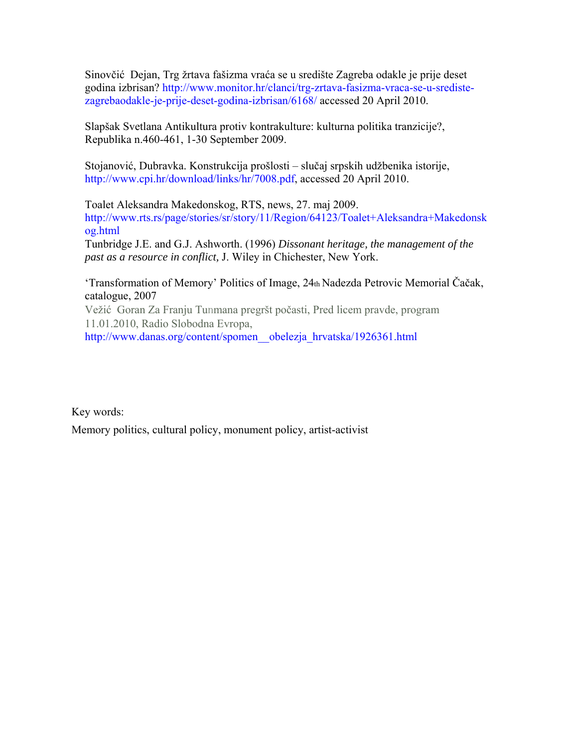Sinovčić  Dejan, Trg žrtava fašizma vraća se u središte Zagreba odakle je prije deset godina izbrisan? http://www.monitor.hr/clanci/trg-zrtava-fasizma-vraca-se-u-srediste-zagrebaodakle-je-prije-deset-godina-izbrisan/6168/ accessed 20 April 2010.

Slapšak Svetlana Antikultura protiv kontrakulture: kulturna politika tranzicije?, Republika n.460-461, 1-30 September 2009.

Stojanović, Dubravka. Konstrukcija prošlosti – slučaj srpskih udžbenika istorije, http://www.cpi.hr/download/links/hr/7008.pdf, accessed 20 April 2010.

Toalet Aleksandra Makedonskog, RTS, news, 27. maj 2009. http://www.rts.rs/page/stories/sr/story/11/Region/64123/Toalet+Aleksandra+Makedonskog.html

Tunbridge J.E. and G.J. Ashworth. (1996) *Dissonant heritage, the management of the past as a resource in conflict,* J. Wiley in Chichester, New York.

'Transformation of Memory' Politics of Image, 24th Nadezda Petrovic Memorial Čačak, catalogue, 2007

Vežić  Goran Za Franju Tuđmana pregršt počasti, Pred licem pravde, program 11.01.2010, Radio Slobodna Evropa, http://www.danas.org/content/spomen__obelezja_hrvatska/1926361.html

Key words:

Memory politics, cultural policy, monument policy, artist-activist